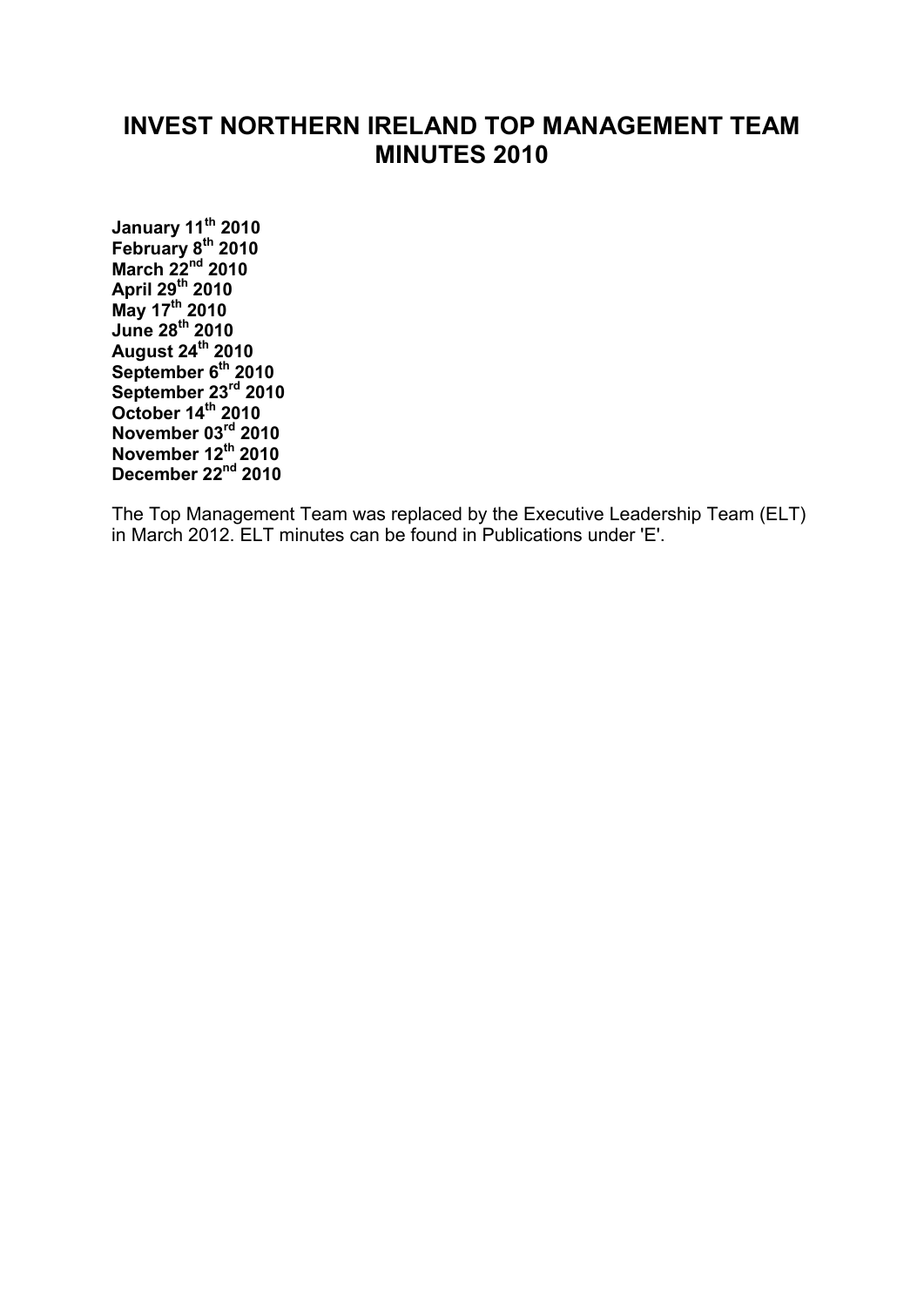# INVEST NORTHERN IRELAND TOP MANAGEMENT TEAM MINUTES 2010

**January 11th 2010**
**February 8th 2010**
**March 22nd 2010**
**April 29th 2010**
**May 17th 2010**
**June 28th 2010**
**August 24th 2010**
**September 6th 2010**
**September 23rd 2010**
**October 14th 2010**
**November 03rd 2010**
**November 12th 2010**
**December 22nd 2010**

The Top Management Team was replaced by the Executive Leadership Team (ELT) in March 2012. ELT minutes can be found in Publications under 'E'.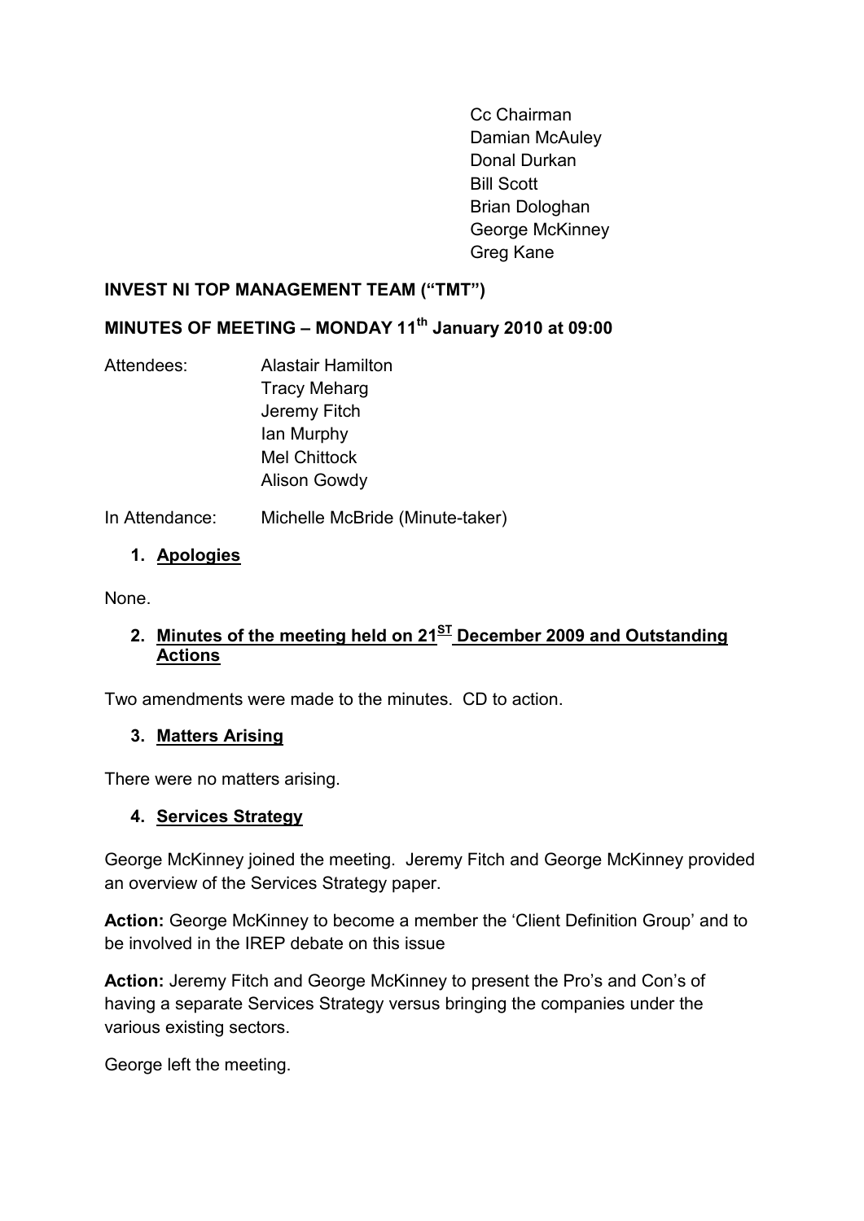Cc Chairman
Damian McAuley
Donal Durkan
Bill Scott
Brian Dologhan
George McKinney
Greg Kane

**INVEST NI TOP MANAGEMENT TEAM ("TMT")**

**MINUTES OF MEETING – MONDAY 11th January 2010 at 09:00**

Attendees: Alastair Hamilton
Tracy Meharg
Jeremy Fitch
Ian Murphy
Mel Chittock
Alison Gowdy

In Attendance: Michelle McBride (Minute-taker)

1. **Apologies**

None.

2. **Minutes of the meeting held on 21ST December 2009 and Outstanding Actions**

Two amendments were made to the minutes. CD to action.

3. **Matters Arising**

There were no matters arising.

4. **Services Strategy**

George McKinney joined the meeting. Jeremy Fitch and George McKinney provided an overview of the Services Strategy paper.

**Action:** George McKinney to become a member the 'Client Definition Group' and to be involved in the IREP debate on this issue

**Action:** Jeremy Fitch and George McKinney to present the Pro's and Con's of having a separate Services Strategy versus bringing the companies under the various existing sectors.

George left the meeting.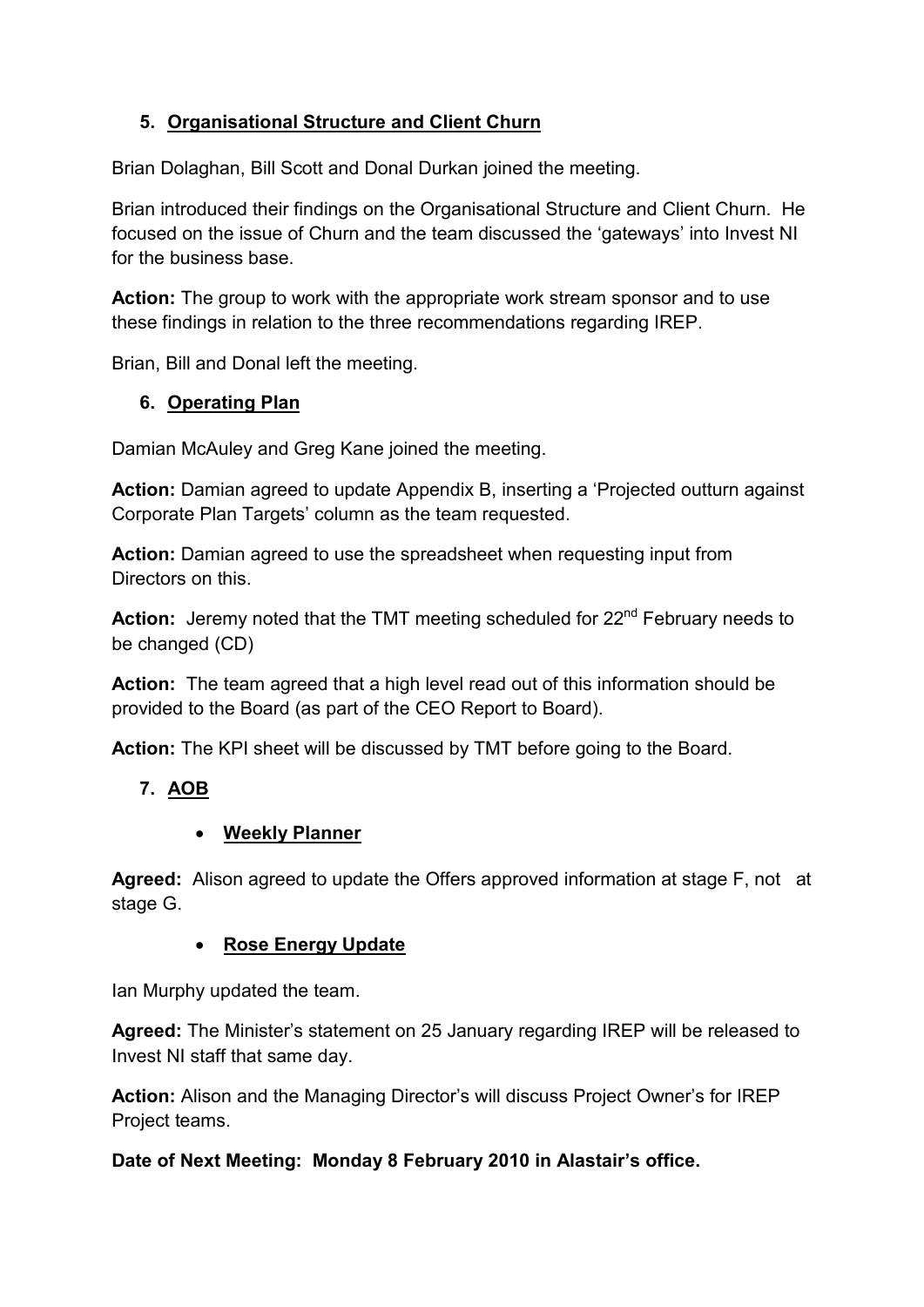## 5. Organisational Structure and Client Churn

Brian Dolaghan, Bill Scott and Donal Durkan joined the meeting.

Brian introduced their findings on the Organisational Structure and Client Churn. He focused on the issue of Churn and the team discussed the 'gateways' into Invest NI for the business base.

**Action:** The group to work with the appropriate work stream sponsor and to use these findings in relation to the three recommendations regarding IREP.

Brian, Bill and Donal left the meeting.

## 6. Operating Plan

Damian McAuley and Greg Kane joined the meeting.

**Action:** Damian agreed to update Appendix B, inserting a 'Projected outturn against Corporate Plan Targets' column as the team requested.

**Action:** Damian agreed to use the spreadsheet when requesting input from Directors on this.

**Action:** Jeremy noted that the TMT meeting scheduled for 22nd February needs to be changed (CD)

**Action:** The team agreed that a high level read out of this information should be provided to the Board (as part of the CEO Report to Board).

**Action:** The KPI sheet will be discussed by TMT before going to the Board.

## 7. AOB

- **Weekly Planner**

**Agreed:** Alison agreed to update the Offers approved information at stage F, not at stage G.

- **Rose Energy Update**

Ian Murphy updated the team.

**Agreed:** The Minister's statement on 25 January regarding IREP will be released to Invest NI staff that same day.

**Action:** Alison and the Managing Director's will discuss Project Owner's for IREP Project teams.

**Date of Next Meeting: Monday 8 February 2010 in Alastair's office.**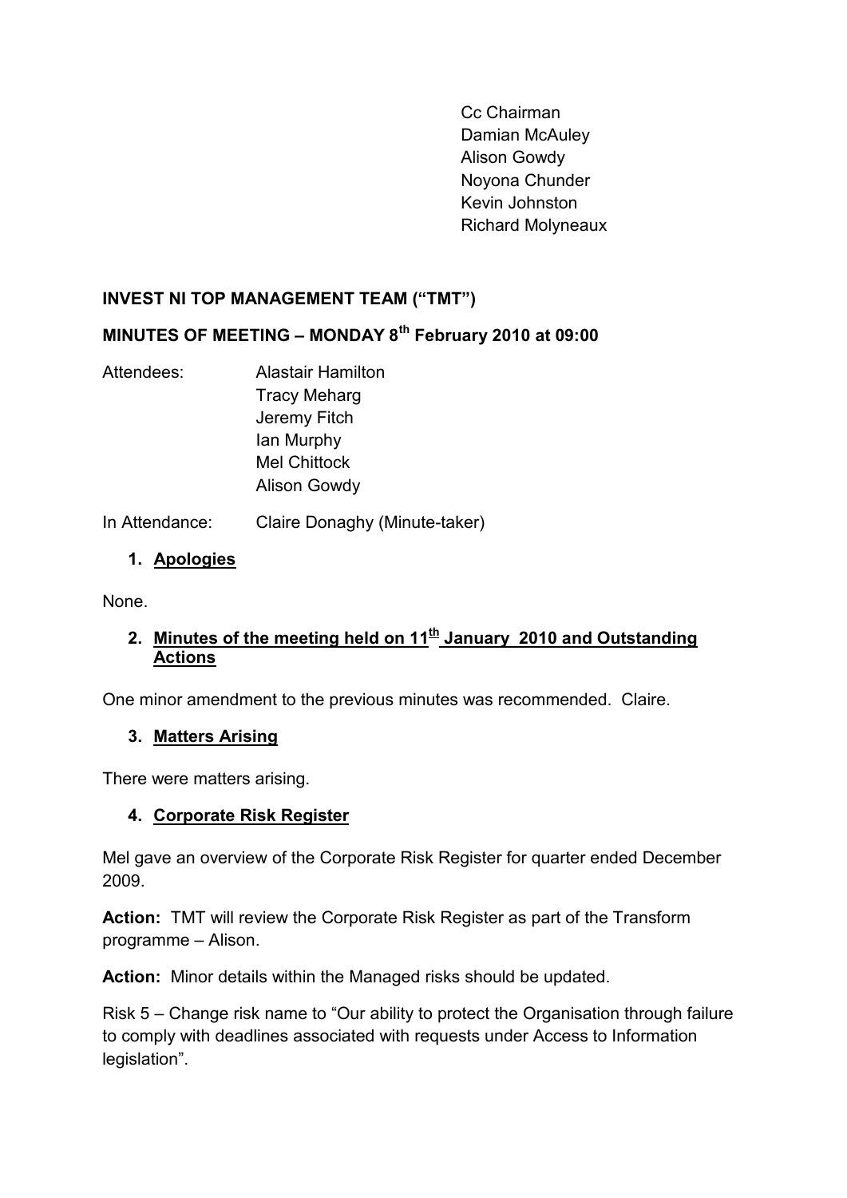Cc Chairman
Damian McAuley
Alison Gowdy
Noyona Chunder
Kevin Johnston
Richard Molyneaux

**INVEST NI TOP MANAGEMENT TEAM ("TMT")**

**MINUTES OF MEETING – MONDAY 8th February 2010 at 09:00**

Attendees: Alastair Hamilton
Tracy Meharg
Jeremy Fitch
Ian Murphy
Mel Chittock
Alison Gowdy

In Attendance: Claire Donaghy (Minute-taker)

1. **Apologies**

None.

2. **Minutes of the meeting held on 11th January 2010 and Outstanding Actions**

One minor amendment to the previous minutes was recommended. Claire.

3. **Matters Arising**

There were matters arising.

4. **Corporate Risk Register**

Mel gave an overview of the Corporate Risk Register for quarter ended December 2009.

**Action:** TMT will review the Corporate Risk Register as part of the Transform programme – Alison.

**Action:** Minor details within the Managed risks should be updated.

Risk 5 – Change risk name to "Our ability to protect the Organisation through failure to comply with deadlines associated with requests under Access to Information legislation".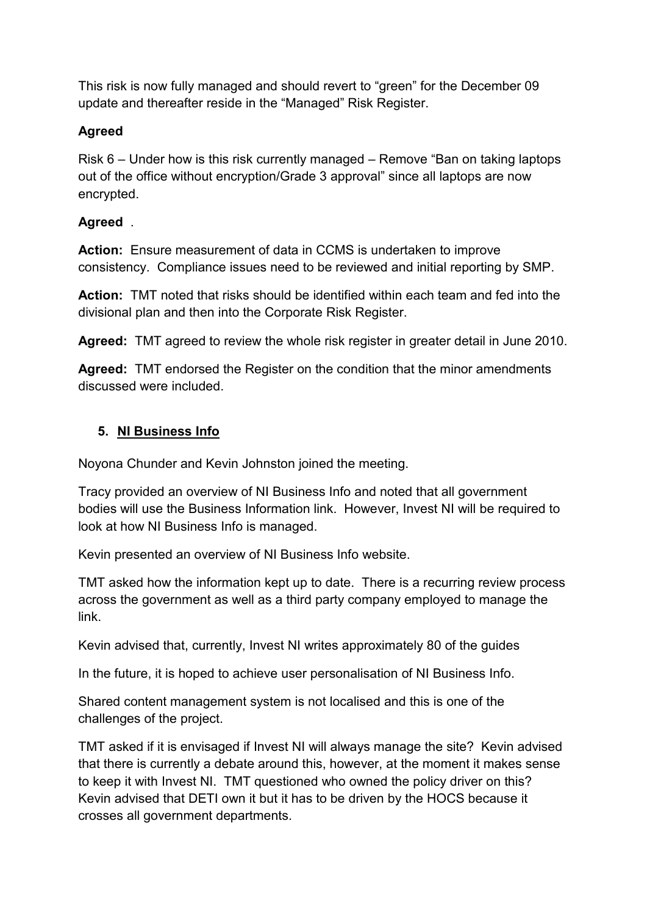This risk is now fully managed and should revert to "green" for the December 09 update and thereafter reside in the "Managed" Risk Register.

**Agreed**

Risk 6 – Under how is this risk currently managed – Remove "Ban on taking laptops out of the office without encryption/Grade 3 approval" since all laptops are now encrypted.

**Agreed** .

**Action:** Ensure measurement of data in CCMS is undertaken to improve consistency. Compliance issues need to be reviewed and initial reporting by SMP.

**Action:** TMT noted that risks should be identified within each team and fed into the divisional plan and then into the Corporate Risk Register.

**Agreed:** TMT agreed to review the whole risk register in greater detail in June 2010.

**Agreed:** TMT endorsed the Register on the condition that the minor amendments discussed were included.

## 5. NI Business Info

Noyona Chunder and Kevin Johnston joined the meeting.

Tracy provided an overview of NI Business Info and noted that all government bodies will use the Business Information link. However, Invest NI will be required to look at how NI Business Info is managed.

Kevin presented an overview of NI Business Info website.

TMT asked how the information kept up to date. There is a recurring review process across the government as well as a third party company employed to manage the link.

Kevin advised that, currently, Invest NI writes approximately 80 of the guides

In the future, it is hoped to achieve user personalisation of NI Business Info.

Shared content management system is not localised and this is one of the challenges of the project.

TMT asked if it is envisaged if Invest NI will always manage the site? Kevin advised that there is currently a debate around this, however, at the moment it makes sense to keep it with Invest NI. TMT questioned who owned the policy driver on this? Kevin advised that DETI own it but it has to be driven by the HOCS because it crosses all government departments.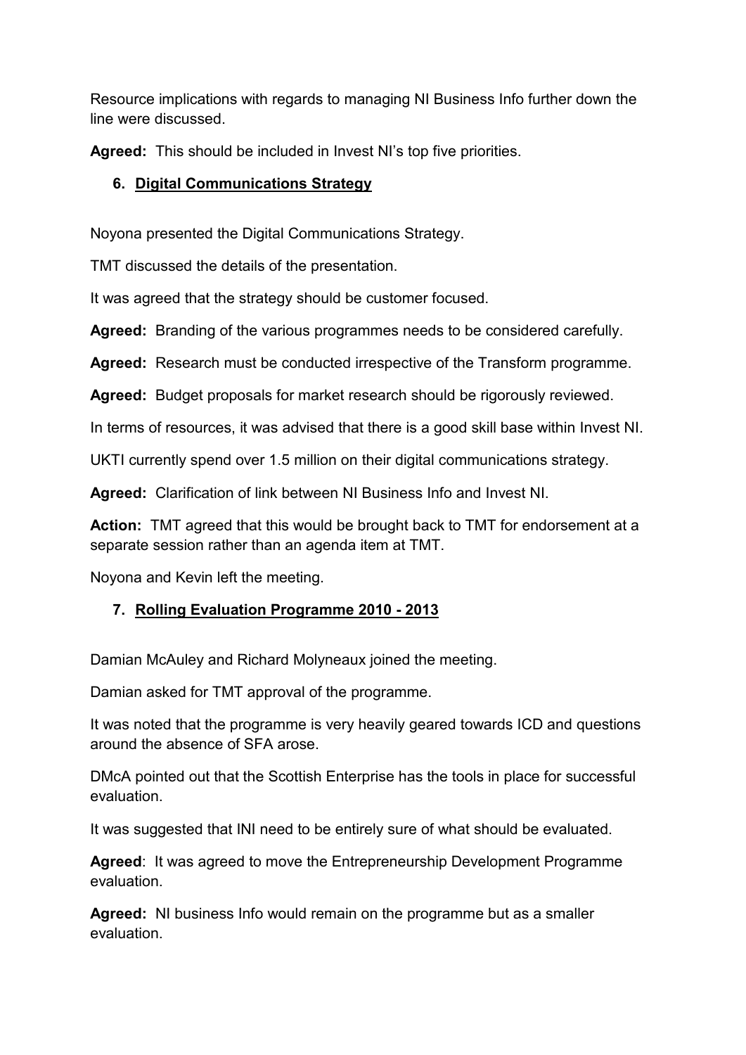Resource implications with regards to managing NI Business Info further down the line were discussed.

**Agreed:** This should be included in Invest NI's top five priorities.

## 6. Digital Communications Strategy

Noyona presented the Digital Communications Strategy.

TMT discussed the details of the presentation.

It was agreed that the strategy should be customer focused.

**Agreed:** Branding of the various programmes needs to be considered carefully.

**Agreed:** Research must be conducted irrespective of the Transform programme.

**Agreed:** Budget proposals for market research should be rigorously reviewed.

In terms of resources, it was advised that there is a good skill base within Invest NI.

UKTI currently spend over 1.5 million on their digital communications strategy.

**Agreed:** Clarification of link between NI Business Info and Invest NI.

**Action:** TMT agreed that this would be brought back to TMT for endorsement at a separate session rather than an agenda item at TMT.

Noyona and Kevin left the meeting.

## 7. Rolling Evaluation Programme 2010 - 2013

Damian McAuley and Richard Molyneaux joined the meeting.

Damian asked for TMT approval of the programme.

It was noted that the programme is very heavily geared towards ICD and questions around the absence of SFA arose.

DMcA pointed out that the Scottish Enterprise has the tools in place for successful evaluation.

It was suggested that INI need to be entirely sure of what should be evaluated.

**Agreed**: It was agreed to move the Entrepreneurship Development Programme evaluation.

**Agreed:** NI business Info would remain on the programme but as a smaller evaluation.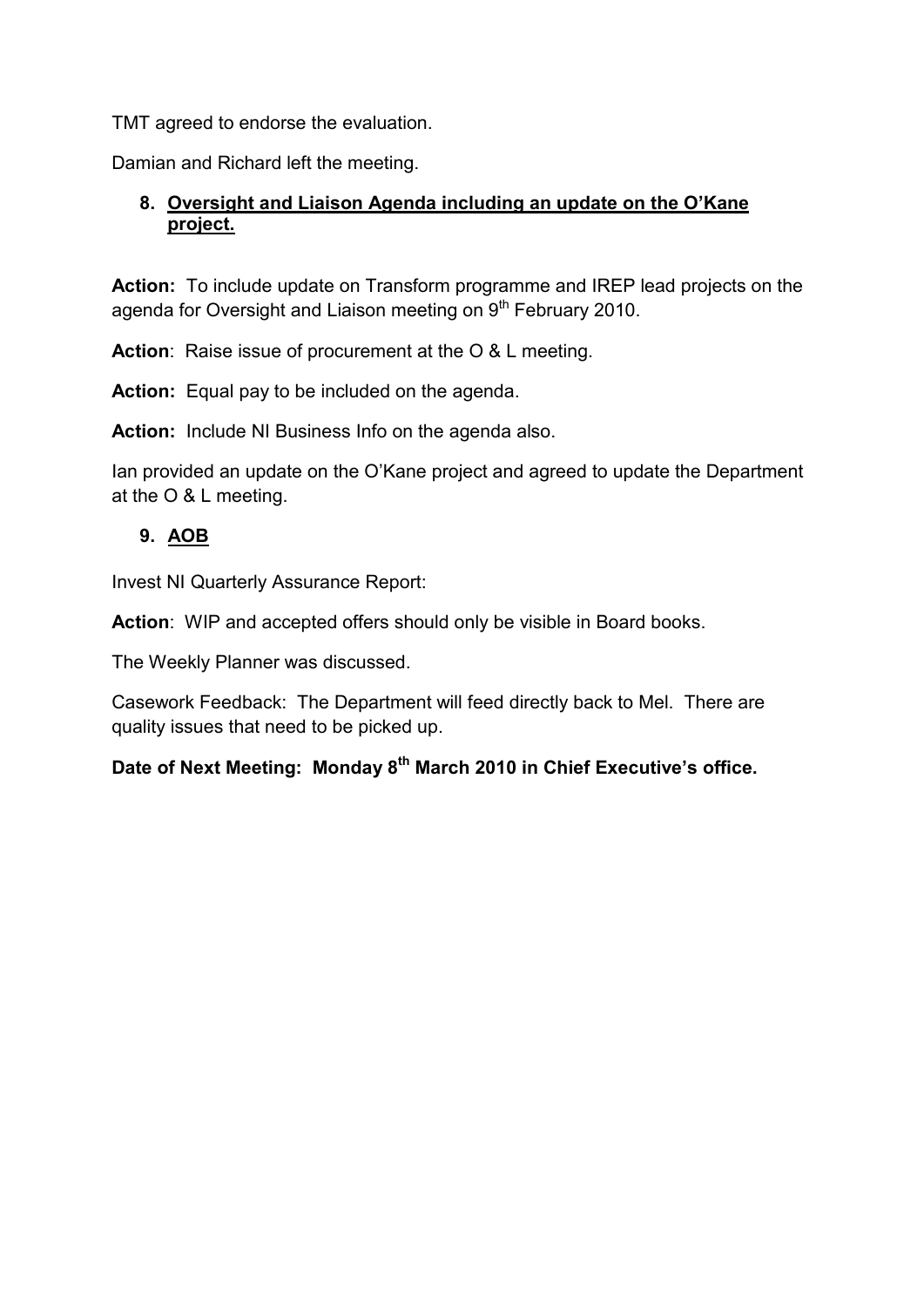TMT agreed to endorse the evaluation.

Damian and Richard left the meeting.

## 8. Oversight and Liaison Agenda including an update on the O'Kane project.

**Action:** To include update on Transform programme and IREP lead projects on the agenda for Oversight and Liaison meeting on 9th February 2010.

**Action**: Raise issue of procurement at the O & L meeting.

**Action:** Equal pay to be included on the agenda.

**Action:** Include NI Business Info on the agenda also.

Ian provided an update on the O'Kane project and agreed to update the Department at the O & L meeting.

## 9. AOB

Invest NI Quarterly Assurance Report:

**Action**: WIP and accepted offers should only be visible in Board books.

The Weekly Planner was discussed.

Casework Feedback: The Department will feed directly back to Mel. There are quality issues that need to be picked up.

**Date of Next Meeting: Monday 8th March 2010 in Chief Executive's office.**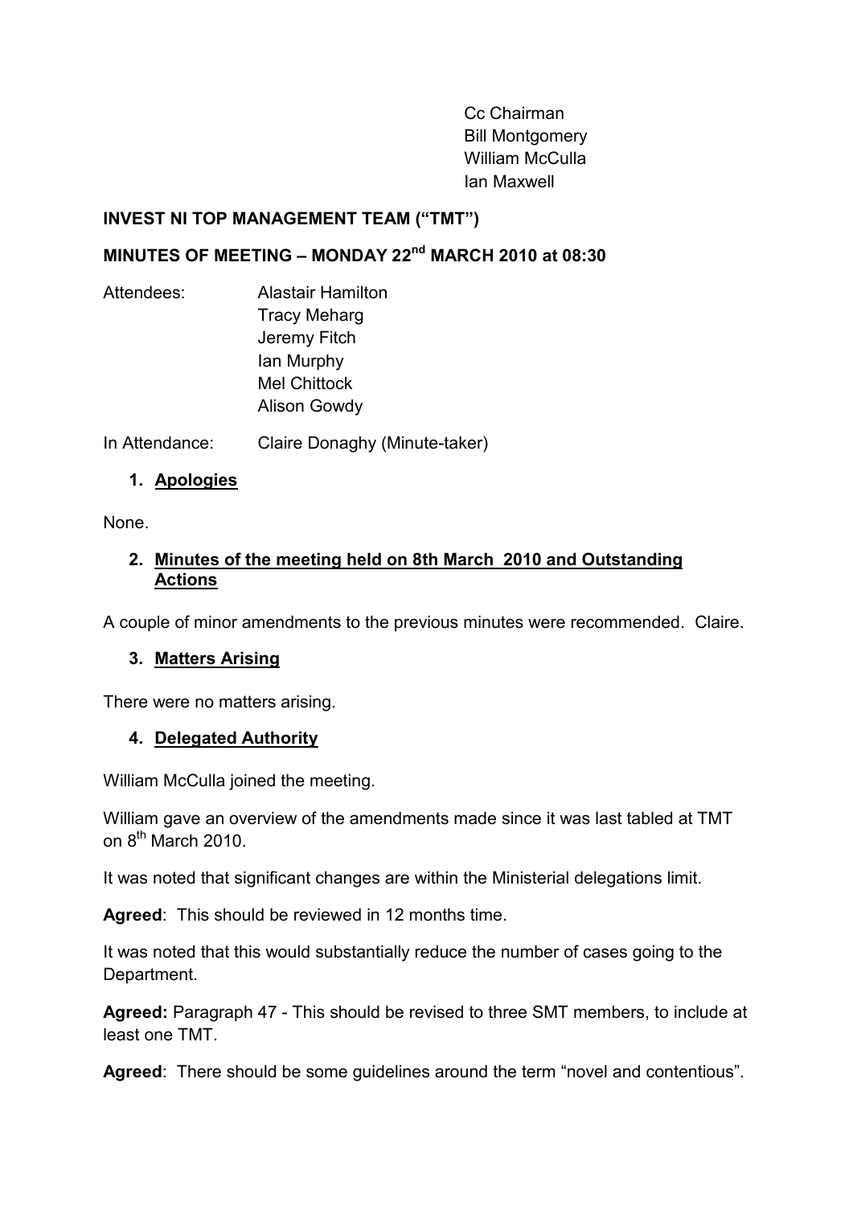Cc Chairman
Bill Montgomery
William McCulla
Ian Maxwell

**INVEST NI TOP MANAGEMENT TEAM ("TMT")**

**MINUTES OF MEETING – MONDAY 22nd MARCH 2010 at 08:30**

Attendees: Alastair Hamilton
Tracy Meharg
Jeremy Fitch
Ian Murphy
Mel Chittock
Alison Gowdy

In Attendance: Claire Donaghy (Minute-taker)

1. **Apologies**

None.

2. **Minutes of the meeting held on 8th March 2010 and Outstanding Actions**

A couple of minor amendments to the previous minutes were recommended. Claire.

3. **Matters Arising**

There were no matters arising.

4. **Delegated Authority**

William McCulla joined the meeting.

William gave an overview of the amendments made since it was last tabled at TMT on 8th March 2010.

It was noted that significant changes are within the Ministerial delegations limit.

**Agreed**: This should be reviewed in 12 months time.

It was noted that this would substantially reduce the number of cases going to the Department.

**Agreed:** Paragraph 47 - This should be revised to three SMT members, to include at least one TMT.

**Agreed**: There should be some guidelines around the term "novel and contentious".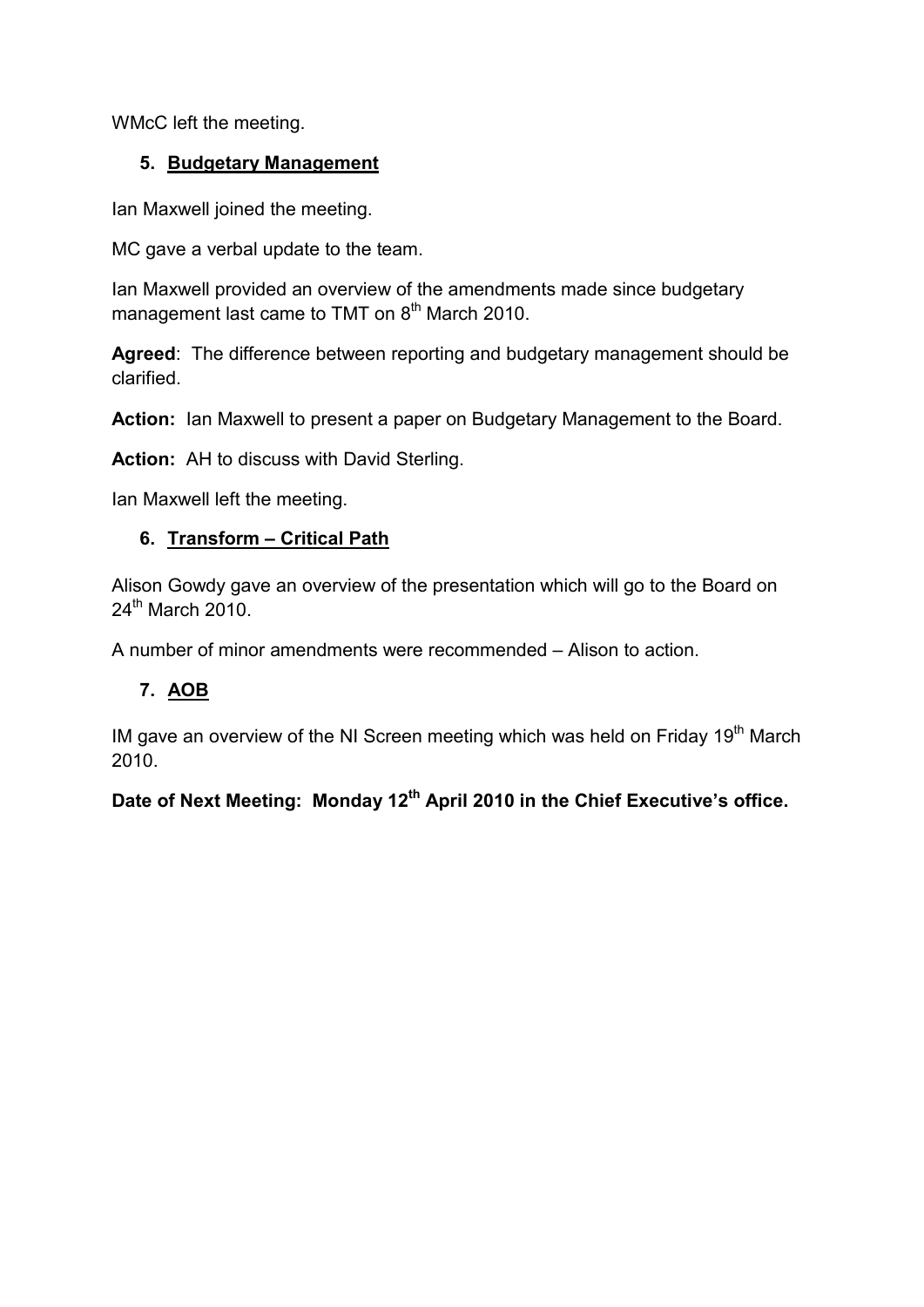WMcC left the meeting.

## 5. **Budgetary Management**

Ian Maxwell joined the meeting.

MC gave a verbal update to the team.

Ian Maxwell provided an overview of the amendments made since budgetary management last came to TMT on 8th March 2010.

**Agreed**: The difference between reporting and budgetary management should be clarified.

**Action:** Ian Maxwell to present a paper on Budgetary Management to the Board.

**Action:** AH to discuss with David Sterling.

Ian Maxwell left the meeting.

## 6. **Transform – Critical Path**

Alison Gowdy gave an overview of the presentation which will go to the Board on 24th March 2010.

A number of minor amendments were recommended – Alison to action.

## 7. **AOB**

IM gave an overview of the NI Screen meeting which was held on Friday 19th March 2010.

**Date of Next Meeting: Monday 12th April 2010 in the Chief Executive's office.**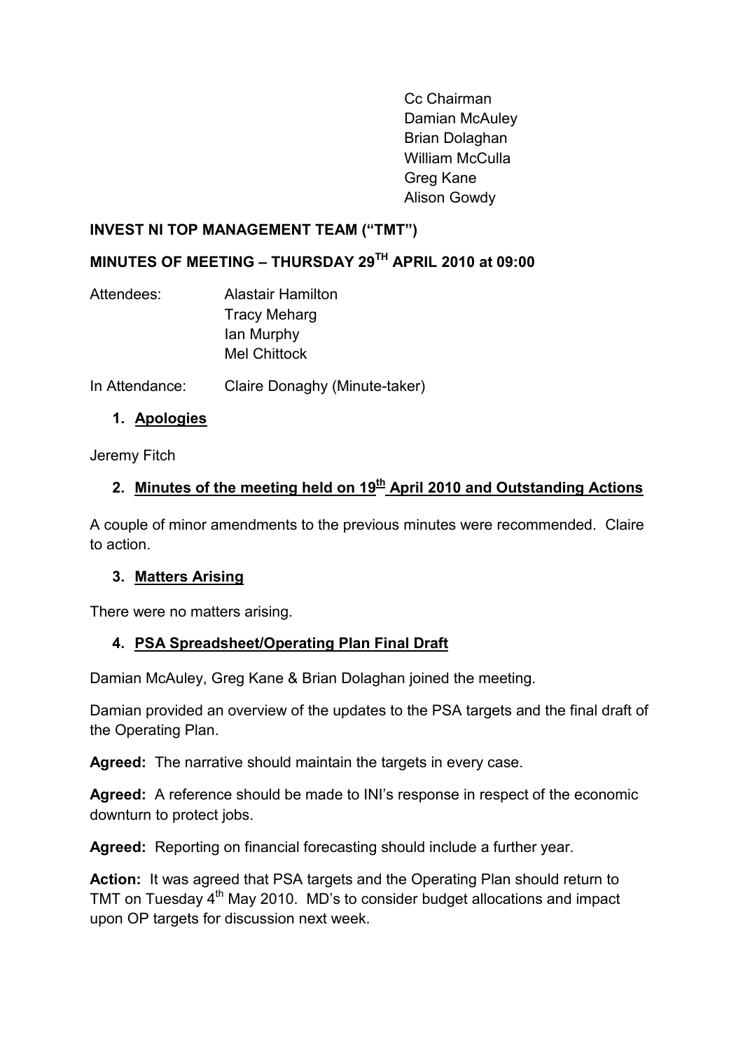Cc Chairman
Damian McAuley
Brian Dolaghan
William McCulla
Greg Kane
Alison Gowdy

**INVEST NI TOP MANAGEMENT TEAM ("TMT")**

**MINUTES OF MEETING – THURSDAY 29TH APRIL 2010 at 09:00**

| | |
|---|---|
| Attendees: | Alastair Hamilton<br>Tracy Meharg<br>Ian Murphy<br>Mel Chittock |
| In Attendance: | Claire Donaghy (Minute-taker) |

**1. Apologies**

Jeremy Fitch

**2. Minutes of the meeting held on 19th April 2010 and Outstanding Actions**

A couple of minor amendments to the previous minutes were recommended. Claire to action.

**3. Matters Arising**

There were no matters arising.

**4. PSA Spreadsheet/Operating Plan Final Draft**

Damian McAuley, Greg Kane & Brian Dolaghan joined the meeting.

Damian provided an overview of the updates to the PSA targets and the final draft of the Operating Plan.

**Agreed:** The narrative should maintain the targets in every case.

**Agreed:** A reference should be made to INI's response in respect of the economic downturn to protect jobs.

**Agreed:** Reporting on financial forecasting should include a further year.

**Action:** It was agreed that PSA targets and the Operating Plan should return to TMT on Tuesday 4th May 2010. MD's to consider budget allocations and impact upon OP targets for discussion next week.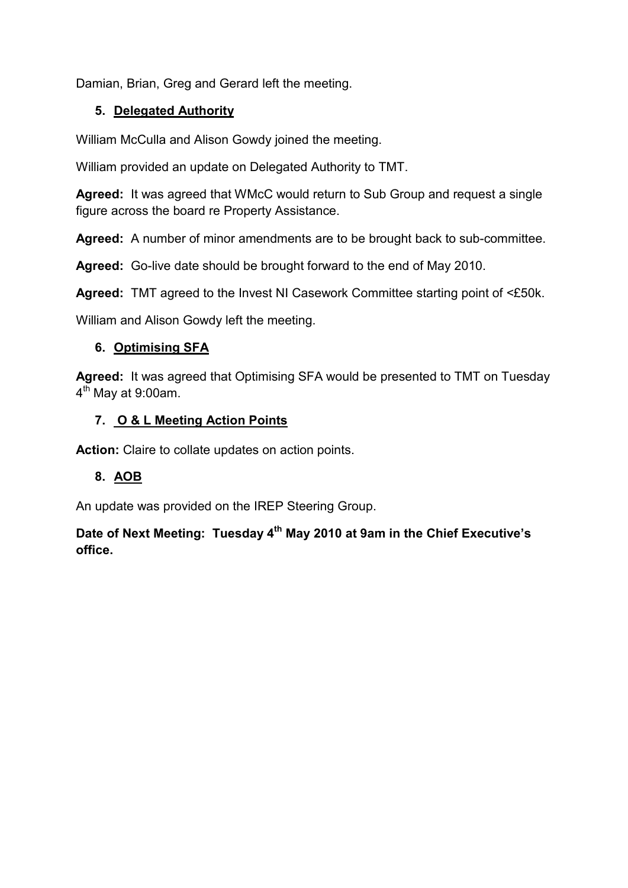Damian, Brian, Greg and Gerard left the meeting.

5. **Delegated Authority**

William McCulla and Alison Gowdy joined the meeting.

William provided an update on Delegated Authority to TMT.

**Agreed:** It was agreed that WMcC would return to Sub Group and request a single figure across the board re Property Assistance.

**Agreed:** A number of minor amendments are to be brought back to sub-committee.

**Agreed:** Go-live date should be brought forward to the end of May 2010.

**Agreed:** TMT agreed to the Invest NI Casework Committee starting point of <£50k.

William and Alison Gowdy left the meeting.

6. **Optimising SFA**

**Agreed:** It was agreed that Optimising SFA would be presented to TMT on Tuesday 4th May at 9:00am.

7. **O & L Meeting Action Points**

**Action:** Claire to collate updates on action points.

8. **AOB**

An update was provided on the IREP Steering Group.

**Date of Next Meeting: Tuesday 4th May 2010 at 9am in the Chief Executive's office.**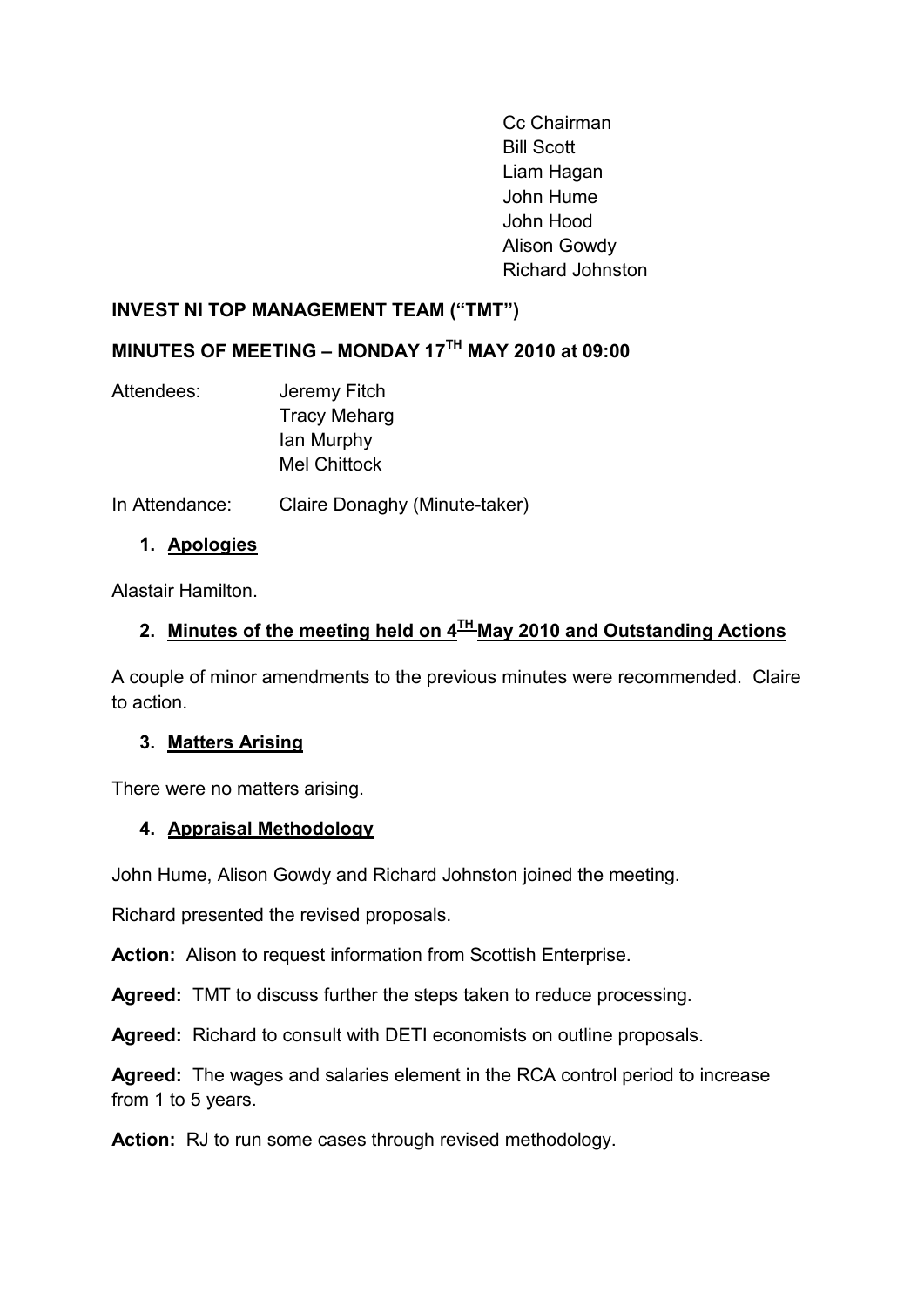Cc Chairman
Bill Scott
Liam Hagan
John Hume
John Hood
Alison Gowdy
Richard Johnston

**INVEST NI TOP MANAGEMENT TEAM ("TMT")**

**MINUTES OF MEETING – MONDAY 17TH MAY 2010 at 09:00**

Attendees: Jeremy Fitch
Tracy Meharg
Ian Murphy
Mel Chittock

In Attendance: Claire Donaghy (Minute-taker)

1. **Apologies**

Alastair Hamilton.

2. **Minutes of the meeting held on 4TH May 2010 and Outstanding Actions**

A couple of minor amendments to the previous minutes were recommended. Claire to action.

3. **Matters Arising**

There were no matters arising.

4. **Appraisal Methodology**

John Hume, Alison Gowdy and Richard Johnston joined the meeting.

Richard presented the revised proposals.

**Action:** Alison to request information from Scottish Enterprise.

**Agreed:** TMT to discuss further the steps taken to reduce processing.

**Agreed:** Richard to consult with DETI economists on outline proposals.

**Agreed:** The wages and salaries element in the RCA control period to increase from 1 to 5 years.

**Action:** RJ to run some cases through revised methodology.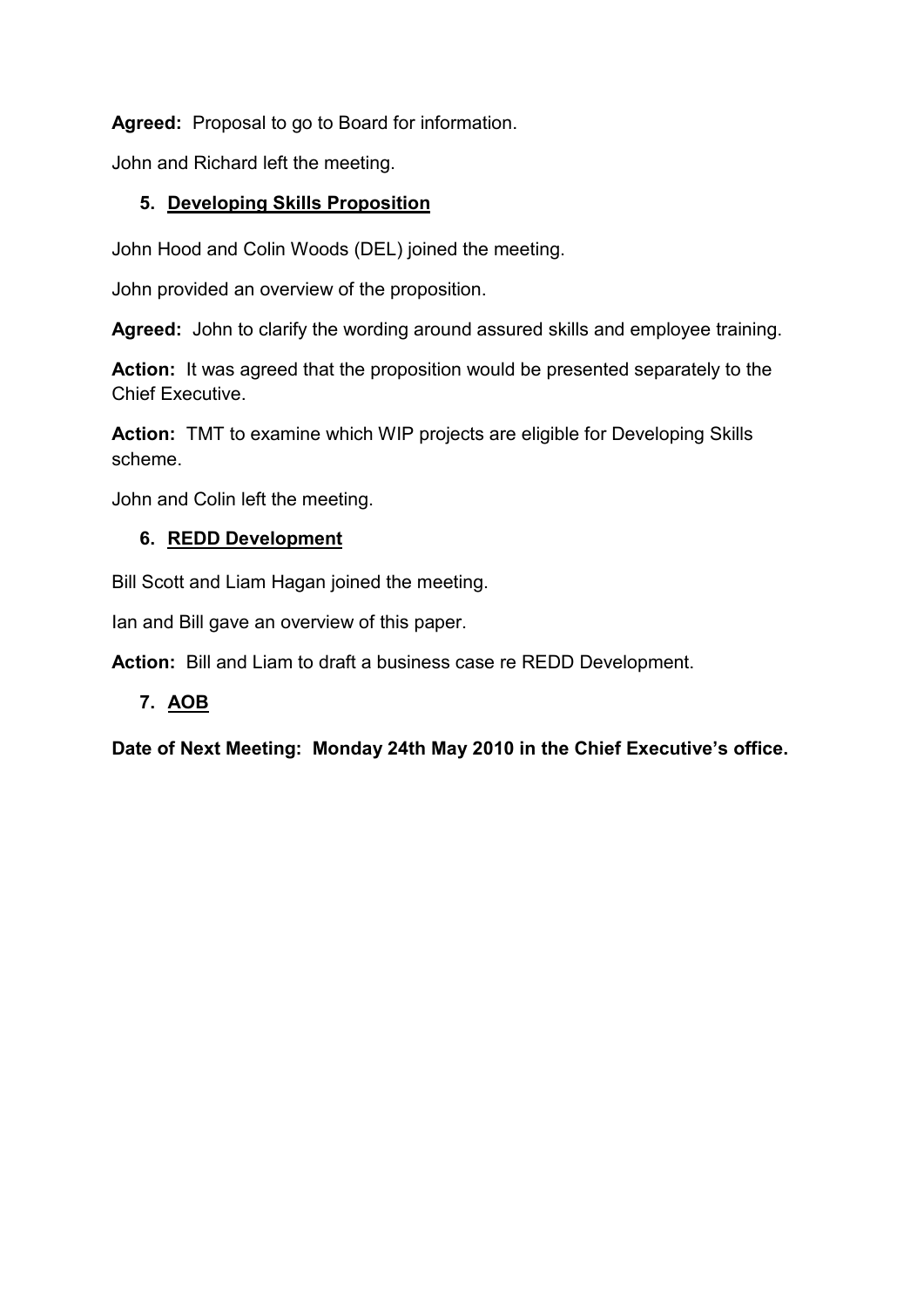**Agreed:** Proposal to go to Board for information.

John and Richard left the meeting.

5. **Developing Skills Proposition**

John Hood and Colin Woods (DEL) joined the meeting.

John provided an overview of the proposition.

**Agreed:** John to clarify the wording around assured skills and employee training.

**Action:** It was agreed that the proposition would be presented separately to the Chief Executive.

**Action:** TMT to examine which WIP projects are eligible for Developing Skills scheme.

John and Colin left the meeting.

6. **REDD Development**

Bill Scott and Liam Hagan joined the meeting.

Ian and Bill gave an overview of this paper.

**Action:** Bill and Liam to draft a business case re REDD Development.

7. **AOB**

**Date of Next Meeting: Monday 24th May 2010 in the Chief Executive's office.**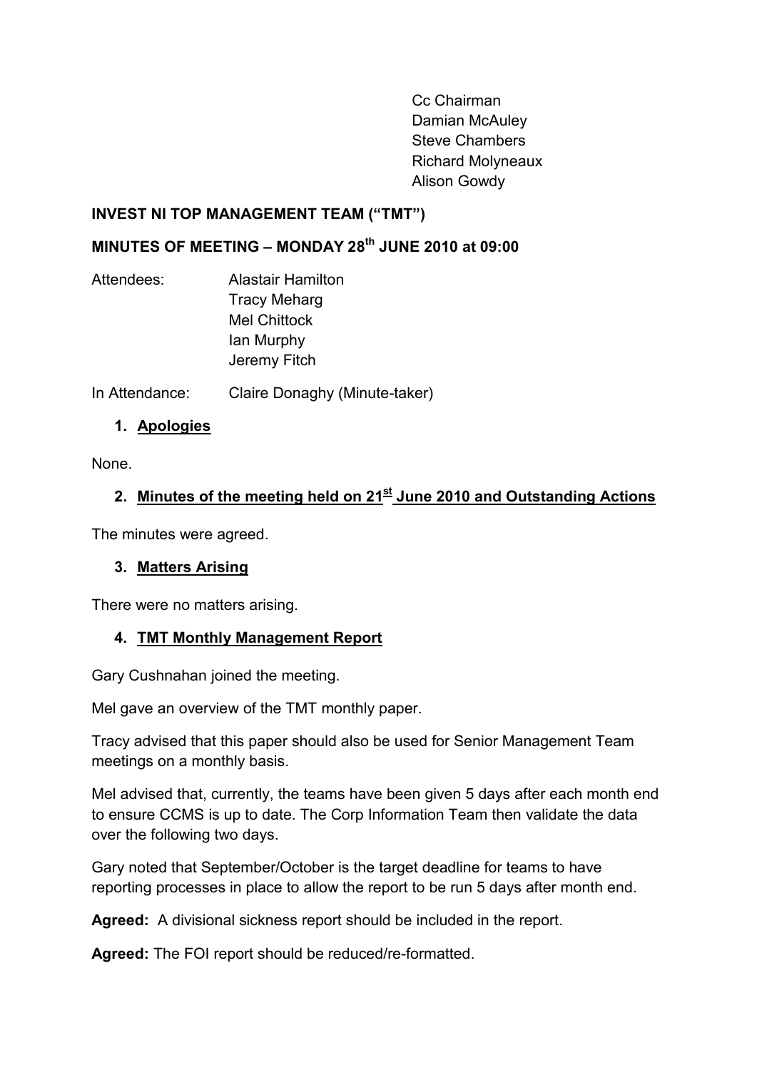Cc Chairman
Damian McAuley
Steve Chambers
Richard Molyneaux
Alison Gowdy

**INVEST NI TOP MANAGEMENT TEAM ("TMT")**

**MINUTES OF MEETING – MONDAY 28th JUNE 2010 at 09:00**

Attendees: Alastair Hamilton
Tracy Meharg
Mel Chittock
Ian Murphy
Jeremy Fitch

In Attendance: Claire Donaghy (Minute-taker)

1. **Apologies**

None.

2. **Minutes of the meeting held on 21st June 2010 and Outstanding Actions**

The minutes were agreed.

3. **Matters Arising**

There were no matters arising.

4. **TMT Monthly Management Report**

Gary Cushnahan joined the meeting.

Mel gave an overview of the TMT monthly paper.

Tracy advised that this paper should also be used for Senior Management Team meetings on a monthly basis.

Mel advised that, currently, the teams have been given 5 days after each month end to ensure CCMS is up to date. The Corp Information Team then validate the data over the following two days.

Gary noted that September/October is the target deadline for teams to have reporting processes in place to allow the report to be run 5 days after month end.

**Agreed:** A divisional sickness report should be included in the report.

**Agreed:** The FOI report should be reduced/re-formatted.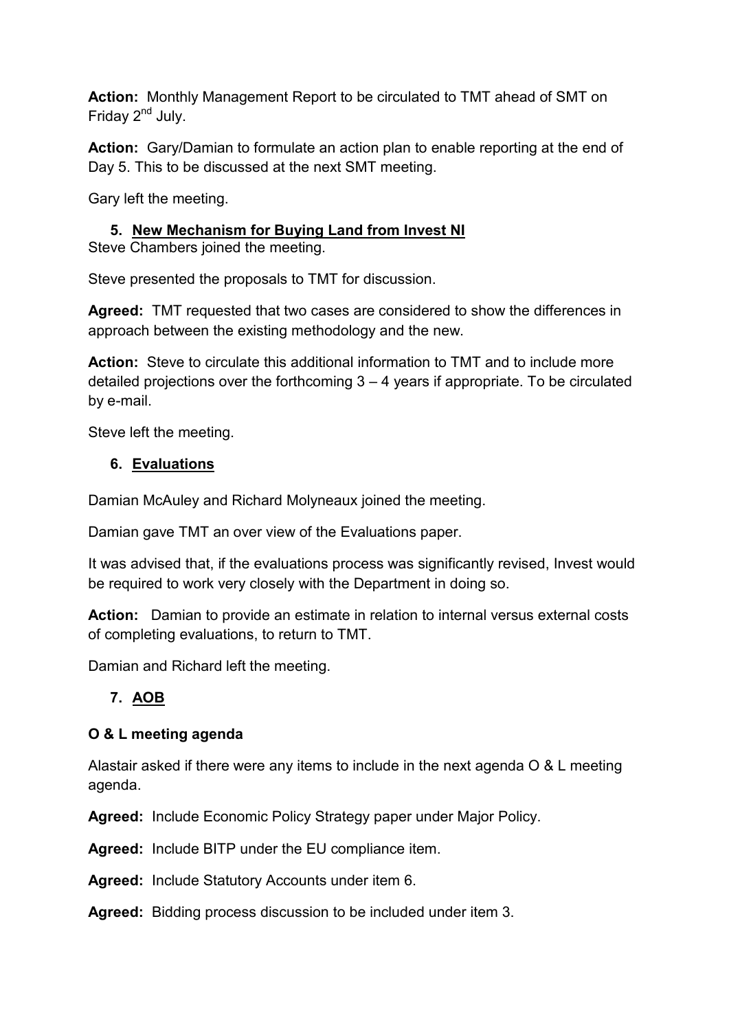**Action:** Monthly Management Report to be circulated to TMT ahead of SMT on Friday 2nd July.

**Action:** Gary/Damian to formulate an action plan to enable reporting at the end of Day 5. This to be discussed at the next SMT meeting.

Gary left the meeting.

5. **New Mechanism for Buying Land from Invest NI**

Steve Chambers joined the meeting.

Steve presented the proposals to TMT for discussion.

**Agreed:** TMT requested that two cases are considered to show the differences in approach between the existing methodology and the new.

**Action:** Steve to circulate this additional information to TMT and to include more detailed projections over the forthcoming 3 – 4 years if appropriate. To be circulated by e-mail.

Steve left the meeting.

6. **Evaluations**

Damian McAuley and Richard Molyneaux joined the meeting.

Damian gave TMT an over view of the Evaluations paper.

It was advised that, if the evaluations process was significantly revised, Invest would be required to work very closely with the Department in doing so.

**Action:** Damian to provide an estimate in relation to internal versus external costs of completing evaluations, to return to TMT.

Damian and Richard left the meeting.

7. **AOB**

**O & L meeting agenda**

Alastair asked if there were any items to include in the next agenda O & L meeting agenda.

**Agreed:** Include Economic Policy Strategy paper under Major Policy.

**Agreed:** Include BITP under the EU compliance item.

**Agreed:** Include Statutory Accounts under item 6.

**Agreed:** Bidding process discussion to be included under item 3.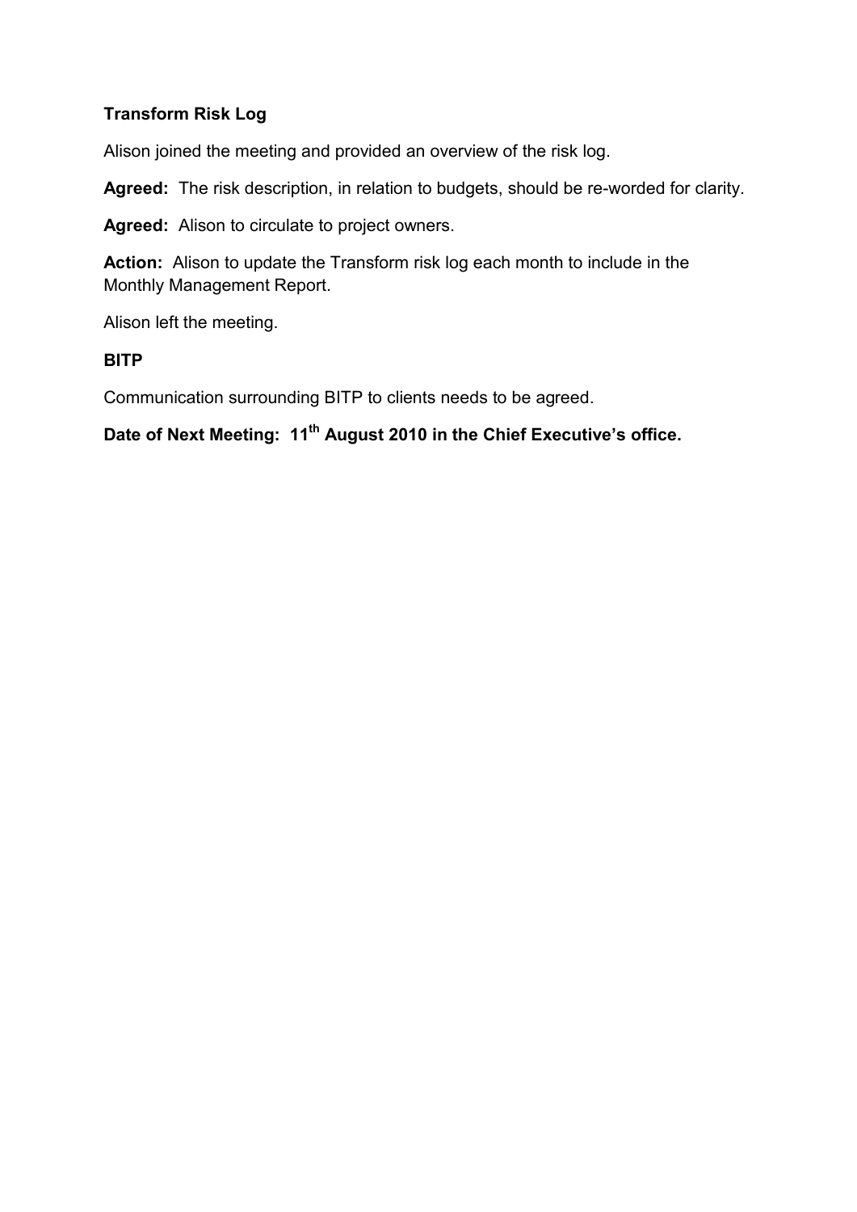**Transform Risk Log**

Alison joined the meeting and provided an overview of the risk log.

**Agreed:** The risk description, in relation to budgets, should be re-worded for clarity.

**Agreed:** Alison to circulate to project owners.

**Action:** Alison to update the Transform risk log each month to include in the Monthly Management Report.

Alison left the meeting.

**BITP**

Communication surrounding BITP to clients needs to be agreed.

**Date of Next Meeting: 11th August 2010 in the Chief Executive's office.**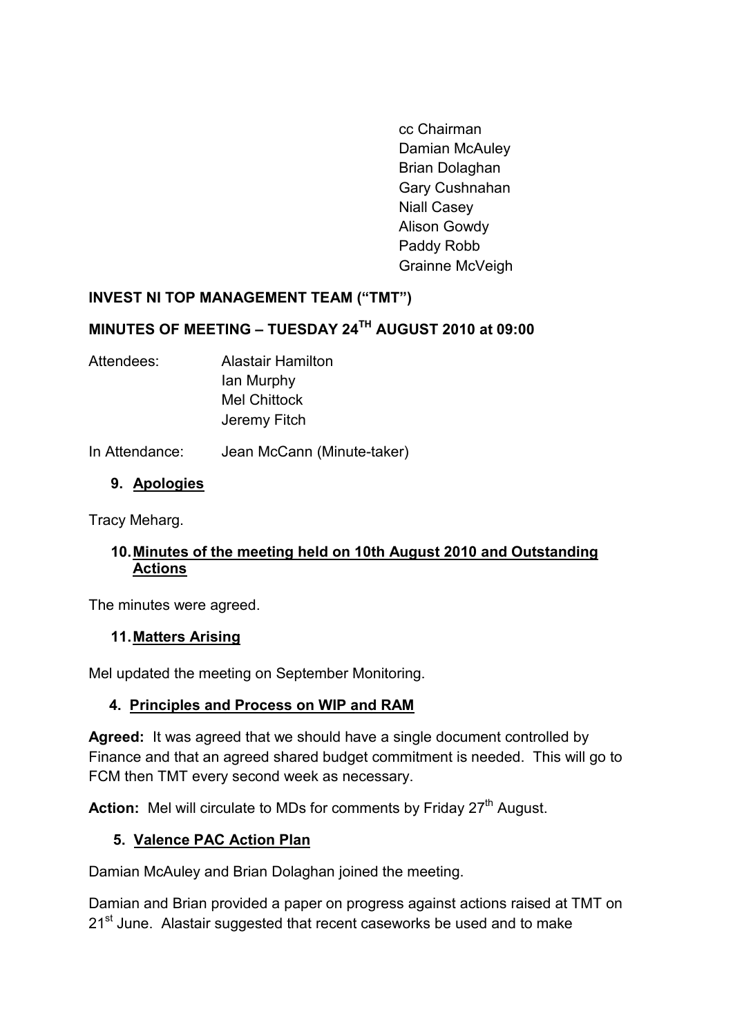cc Chairman
Damian McAuley
Brian Dolaghan
Gary Cushnahan
Niall Casey
Alison Gowdy
Paddy Robb
Grainne McVeigh

**INVEST NI TOP MANAGEMENT TEAM ("TMT")**

**MINUTES OF MEETING – TUESDAY 24TH AUGUST 2010 at 09:00**

Attendees: Alastair Hamilton
Ian Murphy
Mel Chittock
Jeremy Fitch

In Attendance: Jean McCann (Minute-taker)

**9. Apologies**

Tracy Meharg.

**10. Minutes of the meeting held on 10th August 2010 and Outstanding Actions**

The minutes were agreed.

**11. Matters Arising**

Mel updated the meeting on September Monitoring.

**4. Principles and Process on WIP and RAM**

**Agreed:** It was agreed that we should have a single document controlled by Finance and that an agreed shared budget commitment is needed. This will go to FCM then TMT every second week as necessary.

**Action:** Mel will circulate to MDs for comments by Friday 27th August.

**5. Valence PAC Action Plan**

Damian McAuley and Brian Dolaghan joined the meeting.

Damian and Brian provided a paper on progress against actions raised at TMT on 21st June. Alastair suggested that recent caseworks be used and to make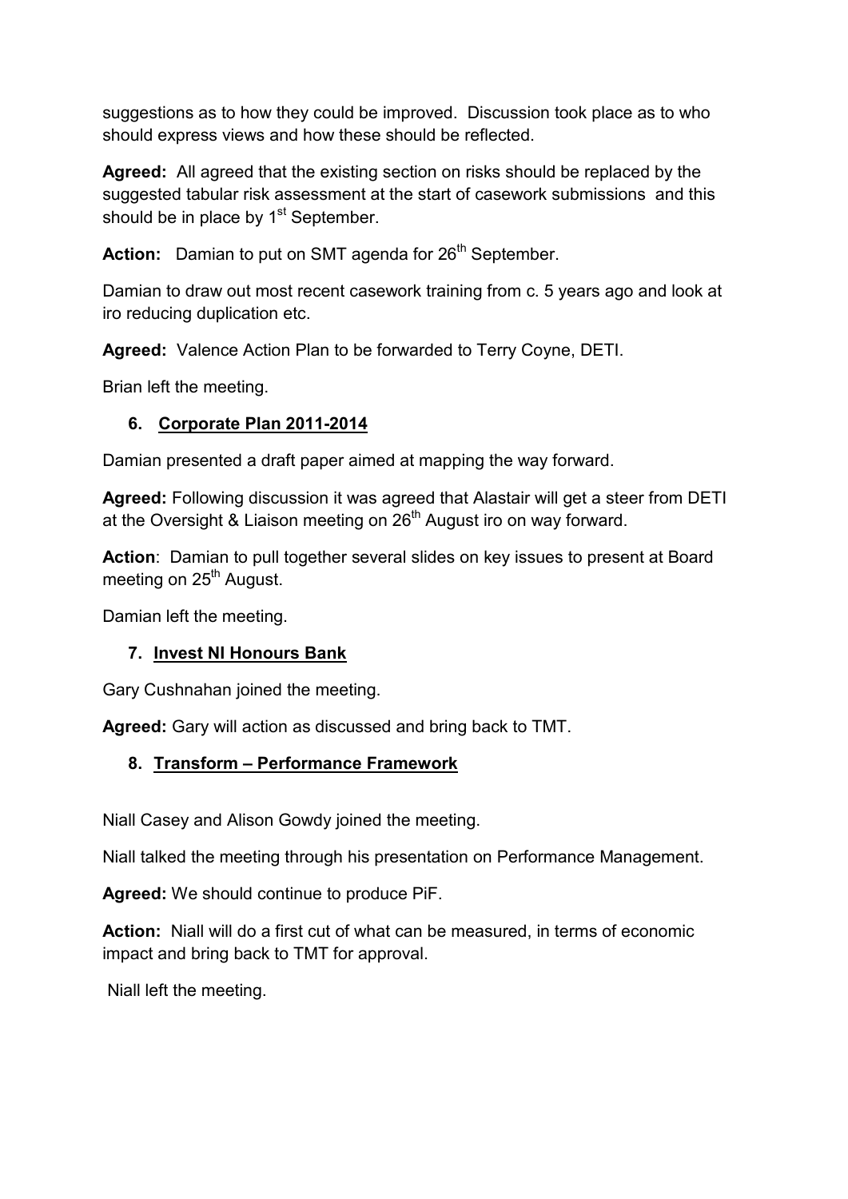suggestions as to how they could be improved. Discussion took place as to who should express views and how these should be reflected.

**Agreed:** All agreed that the existing section on risks should be replaced by the suggested tabular risk assessment at the start of casework submissions and this should be in place by 1st September.

**Action:** Damian to put on SMT agenda for 26th September.

Damian to draw out most recent casework training from c. 5 years ago and look at iro reducing duplication etc.

**Agreed:** Valence Action Plan to be forwarded to Terry Coyne, DETI.

Brian left the meeting.

## 6. Corporate Plan 2011-2014

Damian presented a draft paper aimed at mapping the way forward.

**Agreed:** Following discussion it was agreed that Alastair will get a steer from DETI at the Oversight & Liaison meeting on 26th August iro on way forward.

**Action**: Damian to pull together several slides on key issues to present at Board meeting on 25th August.

Damian left the meeting.

## 7. Invest NI Honours Bank

Gary Cushnahan joined the meeting.

**Agreed:** Gary will action as discussed and bring back to TMT.

## 8. Transform – Performance Framework

Niall Casey and Alison Gowdy joined the meeting.

Niall talked the meeting through his presentation on Performance Management.

**Agreed:** We should continue to produce PiF.

**Action:** Niall will do a first cut of what can be measured, in terms of economic impact and bring back to TMT for approval.

Niall left the meeting.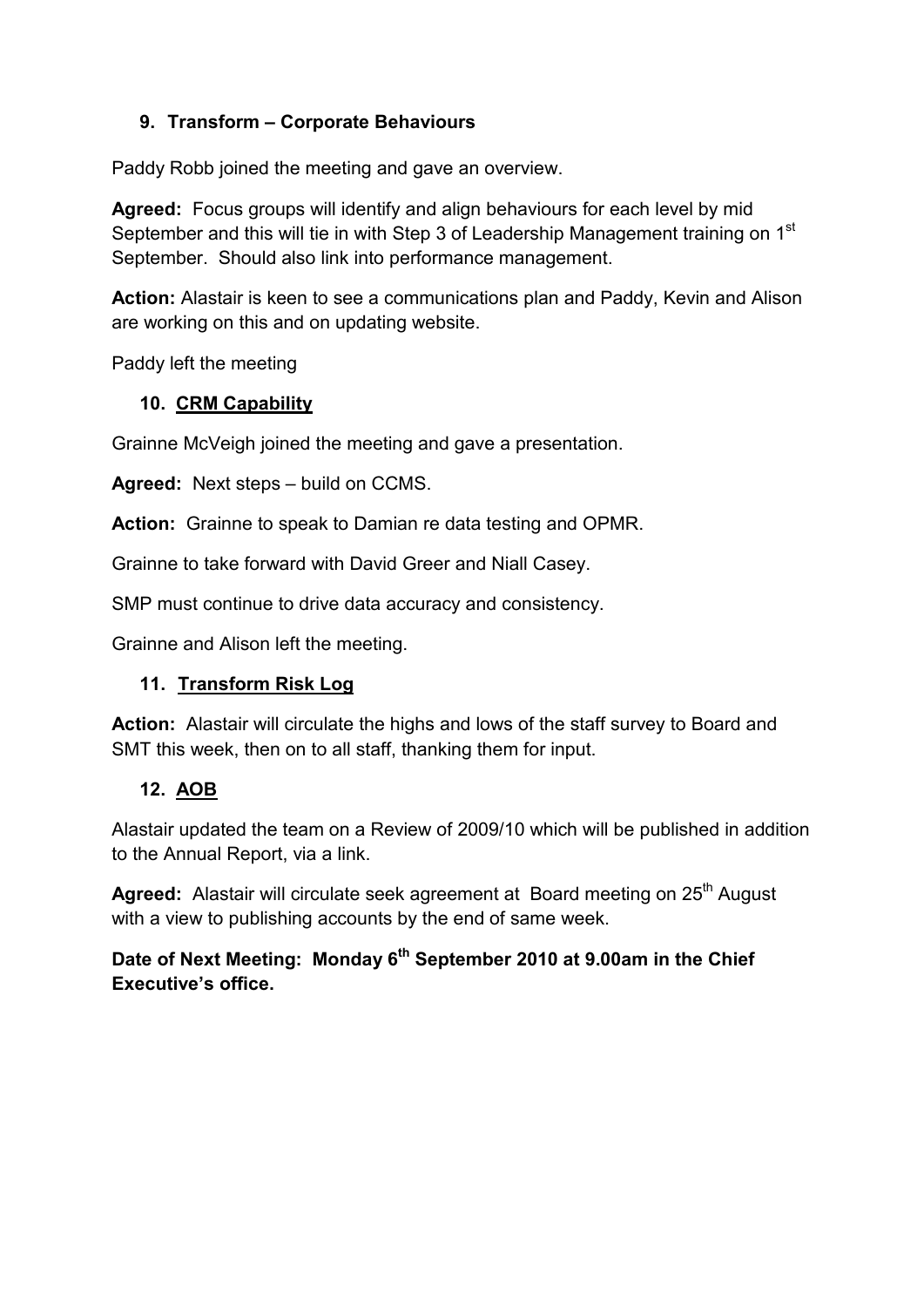## 9. Transform – Corporate Behaviours

Paddy Robb joined the meeting and gave an overview.

**Agreed:** Focus groups will identify and align behaviours for each level by mid September and this will tie in with Step 3 of Leadership Management training on 1st September. Should also link into performance management.

**Action:** Alastair is keen to see a communications plan and Paddy, Kevin and Alison are working on this and on updating website.

Paddy left the meeting

## 10. CRM Capability

Grainne McVeigh joined the meeting and gave a presentation.

**Agreed:** Next steps – build on CCMS.

**Action:** Grainne to speak to Damian re data testing and OPMR.

Grainne to take forward with David Greer and Niall Casey.

SMP must continue to drive data accuracy and consistency.

Grainne and Alison left the meeting.

## 11. Transform Risk Log

**Action:** Alastair will circulate the highs and lows of the staff survey to Board and SMT this week, then on to all staff, thanking them for input.

## 12. AOB

Alastair updated the team on a Review of 2009/10 which will be published in addition to the Annual Report, via a link.

**Agreed:** Alastair will circulate seek agreement at Board meeting on 25th August with a view to publishing accounts by the end of same week.

**Date of Next Meeting: Monday 6th September 2010 at 9.00am in the Chief Executive's office.**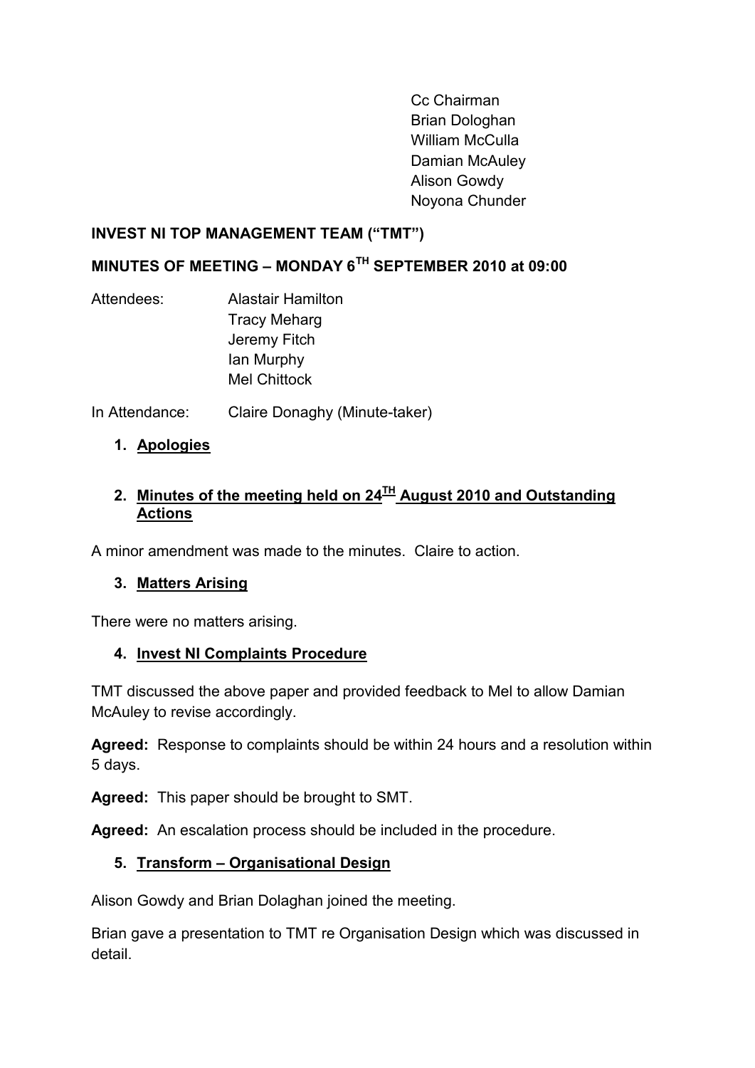Cc Chairman
Brian Dologhan
William McCulla
Damian McAuley
Alison Gowdy
Noyona Chunder

**INVEST NI TOP MANAGEMENT TEAM ("TMT")**

**MINUTES OF MEETING – MONDAY 6TH SEPTEMBER 2010 at 09:00**

Attendees: Alastair Hamilton
Tracy Meharg
Jeremy Fitch
Ian Murphy
Mel Chittock

In Attendance: Claire Donaghy (Minute-taker)

1. **Apologies**

2. **Minutes of the meeting held on 24TH August 2010 and Outstanding Actions**

A minor amendment was made to the minutes. Claire to action.

3. **Matters Arising**

There were no matters arising.

4. **Invest NI Complaints Procedure**

TMT discussed the above paper and provided feedback to Mel to allow Damian McAuley to revise accordingly.

**Agreed:** Response to complaints should be within 24 hours and a resolution within 5 days.

**Agreed:** This paper should be brought to SMT.

**Agreed:** An escalation process should be included in the procedure.

5. **Transform – Organisational Design**

Alison Gowdy and Brian Dolaghan joined the meeting.

Brian gave a presentation to TMT re Organisation Design which was discussed in detail.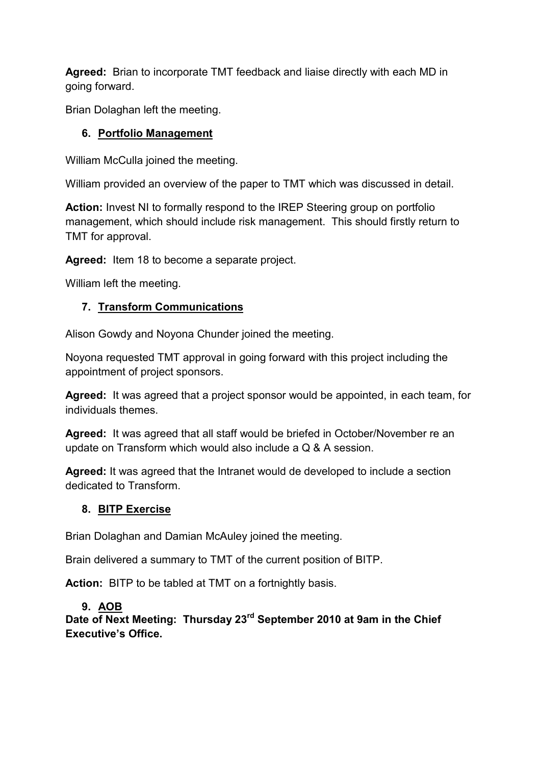**Agreed:** Brian to incorporate TMT feedback and liaise directly with each MD in going forward.

Brian Dolaghan left the meeting.

6. **Portfolio Management**

William McCulla joined the meeting.

William provided an overview of the paper to TMT which was discussed in detail.

**Action:** Invest NI to formally respond to the IREP Steering group on portfolio management, which should include risk management. This should firstly return to TMT for approval.

**Agreed:** Item 18 to become a separate project.

William left the meeting.

7. **Transform Communications**

Alison Gowdy and Noyona Chunder joined the meeting.

Noyona requested TMT approval in going forward with this project including the appointment of project sponsors.

**Agreed:** It was agreed that a project sponsor would be appointed, in each team, for individuals themes.

**Agreed:** It was agreed that all staff would be briefed in October/November re an update on Transform which would also include a Q & A session.

**Agreed:** It was agreed that the Intranet would de developed to include a section dedicated to Transform.

8. **BITP Exercise**

Brian Dolaghan and Damian McAuley joined the meeting.

Brain delivered a summary to TMT of the current position of BITP.

**Action:** BITP to be tabled at TMT on a fortnightly basis.

9. **AOB**

**Date of Next Meeting: Thursday 23rd September 2010 at 9am in the Chief Executive's Office.**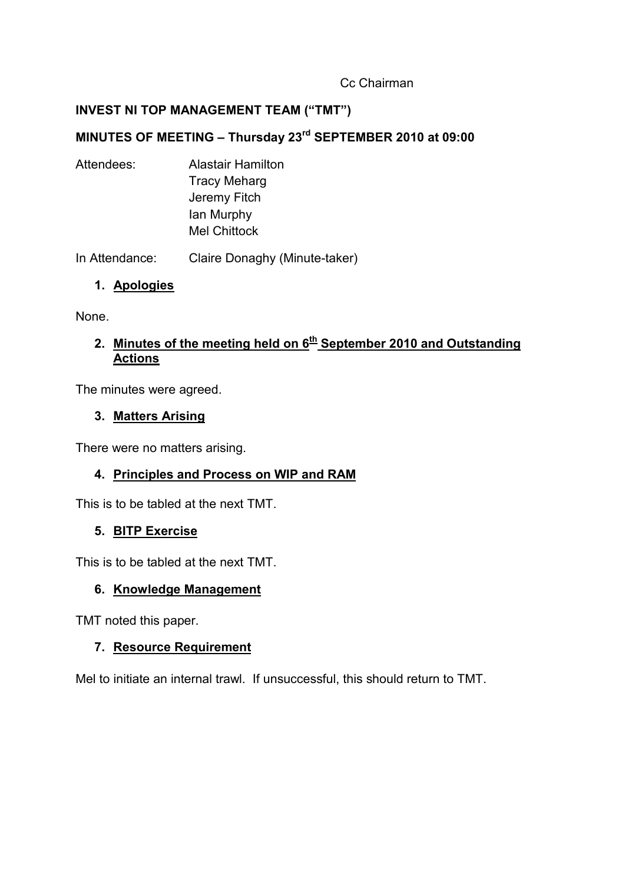Cc Chairman

**INVEST NI TOP MANAGEMENT TEAM ("TMT")**

**MINUTES OF MEETING – Thursday 23rd SEPTEMBER 2010 at 09:00**

Attendees: Alastair Hamilton
Tracy Meharg
Jeremy Fitch
Ian Murphy
Mel Chittock

In Attendance: Claire Donaghy (Minute-taker)

1. **Apologies**

None.

2. **Minutes of the meeting held on 6th September 2010 and Outstanding Actions**

The minutes were agreed.

3. **Matters Arising**

There were no matters arising.

4. **Principles and Process on WIP and RAM**

This is to be tabled at the next TMT.

5. **BITP Exercise**

This is to be tabled at the next TMT.

6. **Knowledge Management**

TMT noted this paper.

7. **Resource Requirement**

Mel to initiate an internal trawl. If unsuccessful, this should return to TMT.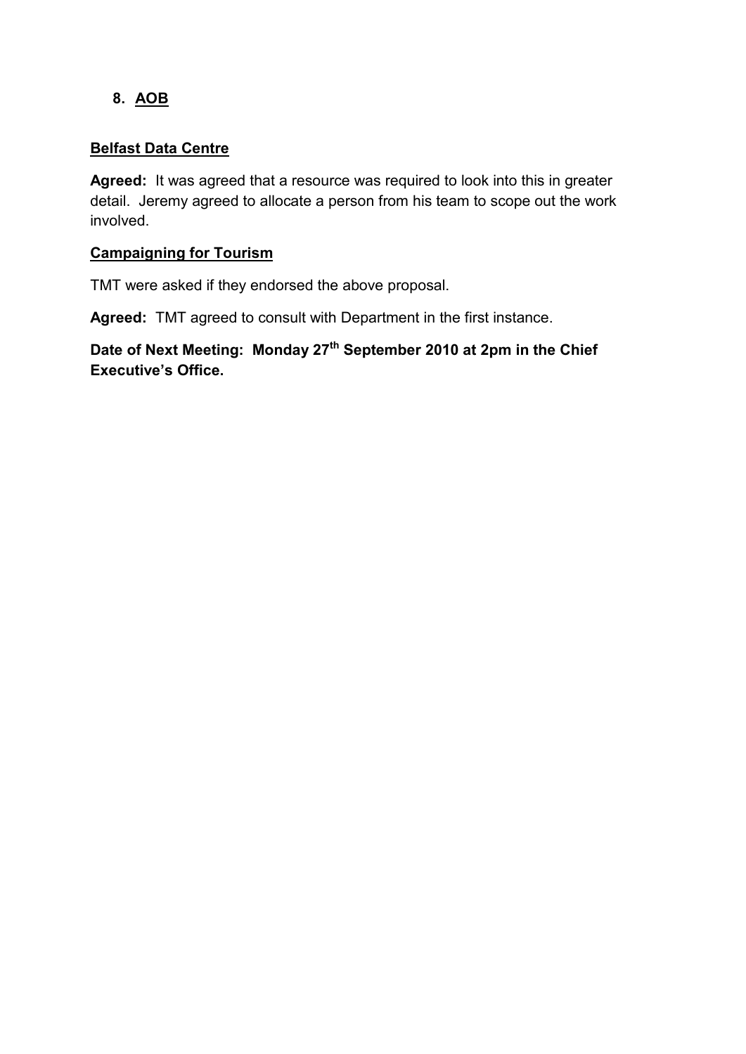## 8. AOB

**Belfast Data Centre**

**Agreed:** It was agreed that a resource was required to look into this in greater detail. Jeremy agreed to allocate a person from his team to scope out the work involved.

**Campaigning for Tourism**

TMT were asked if they endorsed the above proposal.

**Agreed:** TMT agreed to consult with Department in the first instance.

**Date of Next Meeting: Monday 27th September 2010 at 2pm in the Chief Executive's Office.**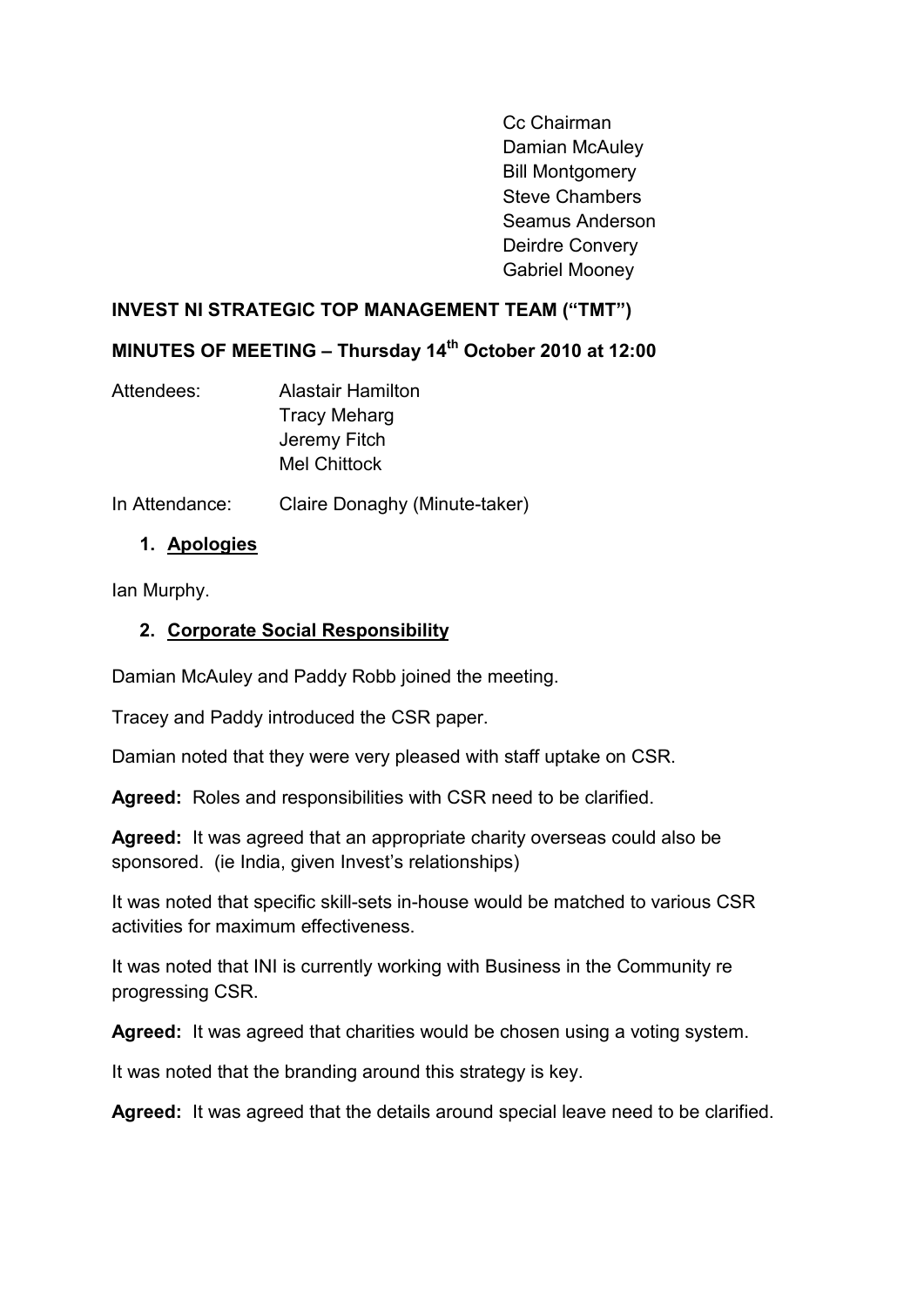Cc Chairman
Damian McAuley
Bill Montgomery
Steve Chambers
Seamus Anderson
Deirdre Convery
Gabriel Mooney

**INVEST NI STRATEGIC TOP MANAGEMENT TEAM ("TMT")**

**MINUTES OF MEETING – Thursday 14th October 2010 at 12:00**

Attendees: Alastair Hamilton
Tracy Meharg
Jeremy Fitch
Mel Chittock

In Attendance: Claire Donaghy (Minute-taker)

1. **Apologies**

Ian Murphy.

2. **Corporate Social Responsibility**

Damian McAuley and Paddy Robb joined the meeting.

Tracey and Paddy introduced the CSR paper.

Damian noted that they were very pleased with staff uptake on CSR.

**Agreed:** Roles and responsibilities with CSR need to be clarified.

**Agreed:** It was agreed that an appropriate charity overseas could also be sponsored. (ie India, given Invest's relationships)

It was noted that specific skill-sets in-house would be matched to various CSR activities for maximum effectiveness.

It was noted that INI is currently working with Business in the Community re progressing CSR.

**Agreed:** It was agreed that charities would be chosen using a voting system.

It was noted that the branding around this strategy is key.

**Agreed:** It was agreed that the details around special leave need to be clarified.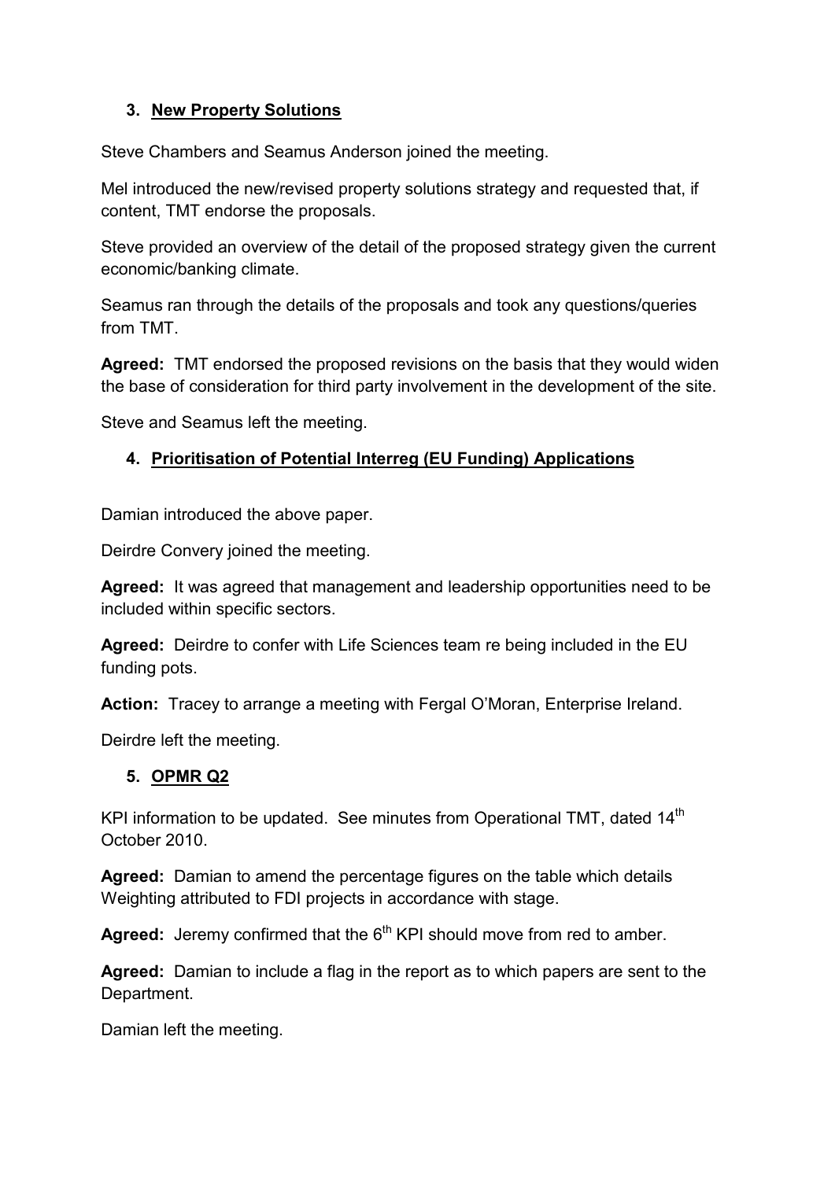### 3. New Property Solutions

Steve Chambers and Seamus Anderson joined the meeting.

Mel introduced the new/revised property solutions strategy and requested that, if content, TMT endorse the proposals.

Steve provided an overview of the detail of the proposed strategy given the current economic/banking climate.

Seamus ran through the details of the proposals and took any questions/queries from TMT.

**Agreed:** TMT endorsed the proposed revisions on the basis that they would widen the base of consideration for third party involvement in the development of the site.

Steve and Seamus left the meeting.

### 4. Prioritisation of Potential Interreg (EU Funding) Applications

Damian introduced the above paper.

Deirdre Convery joined the meeting.

**Agreed:** It was agreed that management and leadership opportunities need to be included within specific sectors.

**Agreed:** Deirdre to confer with Life Sciences team re being included in the EU funding pots.

**Action:** Tracey to arrange a meeting with Fergal O'Moran, Enterprise Ireland.

Deirdre left the meeting.

### 5. OPMR Q2

KPI information to be updated. See minutes from Operational TMT, dated 14th October 2010.

**Agreed:** Damian to amend the percentage figures on the table which details Weighting attributed to FDI projects in accordance with stage.

**Agreed:** Jeremy confirmed that the 6th KPI should move from red to amber.

**Agreed:** Damian to include a flag in the report as to which papers are sent to the Department.

Damian left the meeting.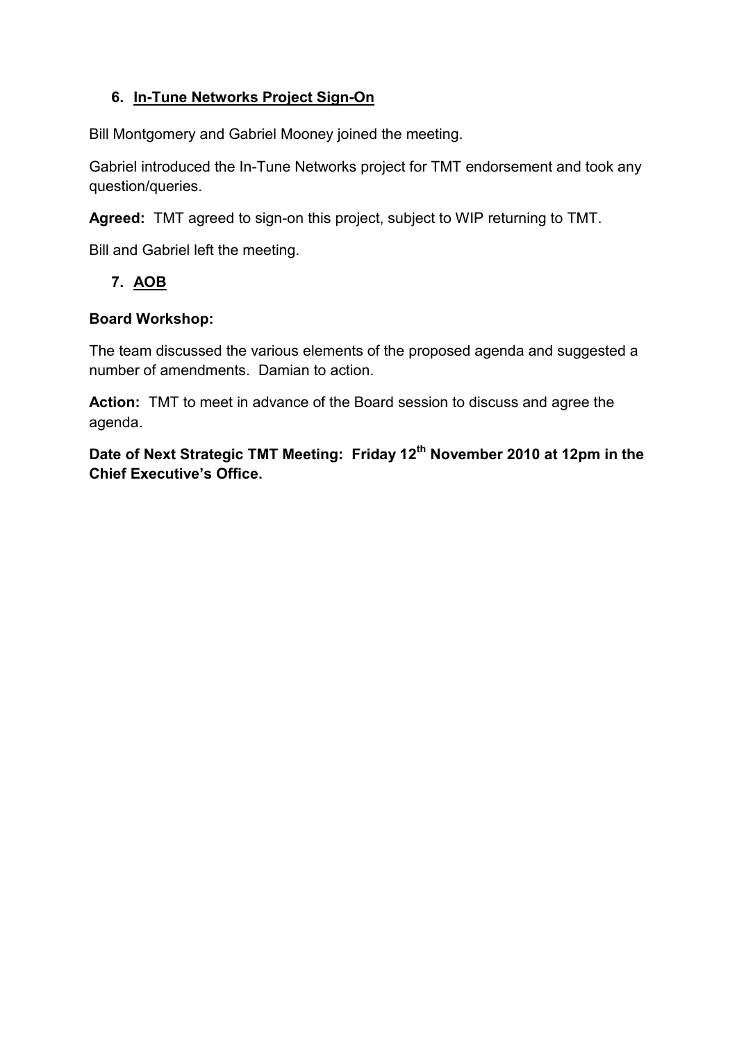6. **In-Tune Networks Project Sign-On**

Bill Montgomery and Gabriel Mooney joined the meeting.

Gabriel introduced the In-Tune Networks project for TMT endorsement and took any question/queries.

**Agreed:** TMT agreed to sign-on this project, subject to WIP returning to TMT.

Bill and Gabriel left the meeting.

7. **AOB**

**Board Workshop:**

The team discussed the various elements of the proposed agenda and suggested a number of amendments. Damian to action.

**Action:** TMT to meet in advance of the Board session to discuss and agree the agenda.

**Date of Next Strategic TMT Meeting: Friday 12th November 2010 at 12pm in the Chief Executive's Office.**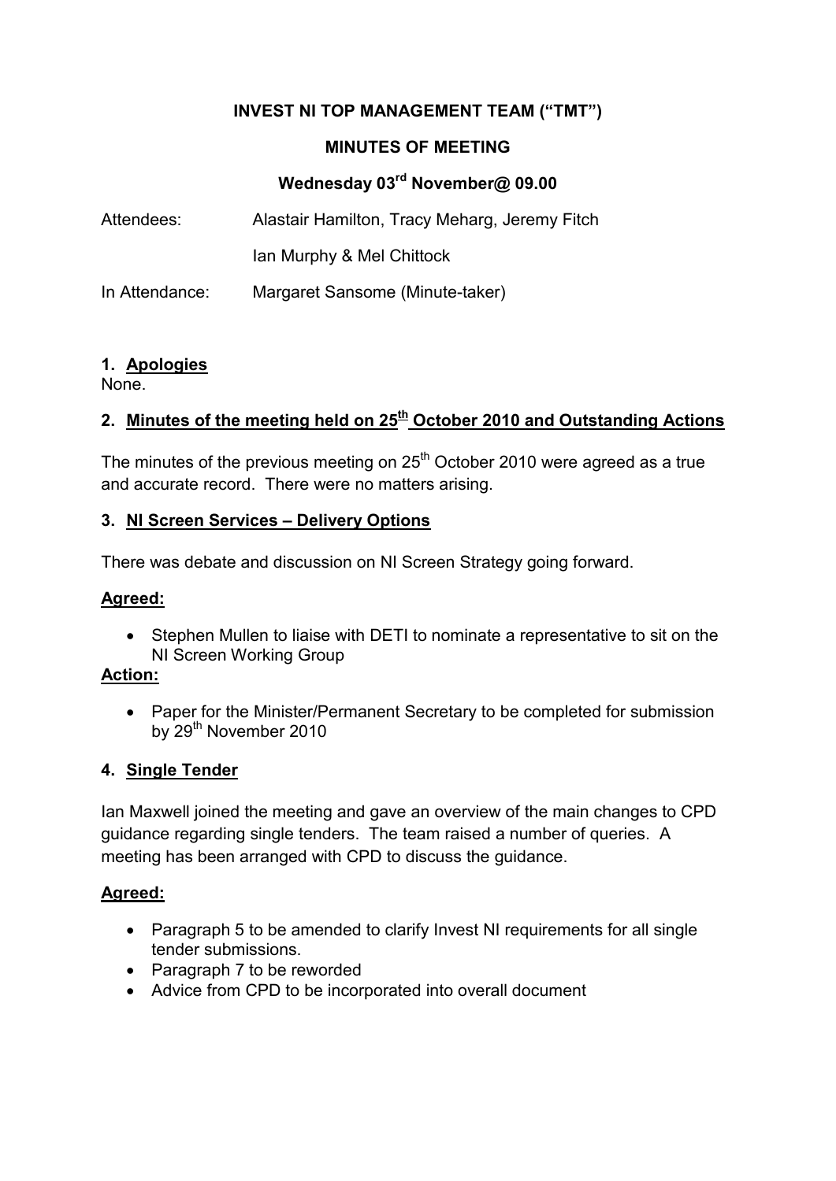**INVEST NI TOP MANAGEMENT TEAM ("TMT")**

**MINUTES OF MEETING**

**Wednesday 03rd November@ 09.00**

Attendees: Alastair Hamilton, Tracy Meharg, Jeremy Fitch

Ian Murphy & Mel Chittock

In Attendance: Margaret Sansome (Minute-taker)

## 1. Apologies

None.

## 2. Minutes of the meeting held on 25th October 2010 and Outstanding Actions

The minutes of the previous meeting on 25th October 2010 were agreed as a true and accurate record. There were no matters arising.

## 3. NI Screen Services – Delivery Options

There was debate and discussion on NI Screen Strategy going forward.

**Agreed:**

- Stephen Mullen to liaise with DETI to nominate a representative to sit on the NI Screen Working Group

**Action:**

- Paper for the Minister/Permanent Secretary to be completed for submission by 29th November 2010

## 4. Single Tender

Ian Maxwell joined the meeting and gave an overview of the main changes to CPD guidance regarding single tenders. The team raised a number of queries. A meeting has been arranged with CPD to discuss the guidance.

**Agreed:**

- Paragraph 5 to be amended to clarify Invest NI requirements for all single tender submissions.
- Paragraph 7 to be reworded
- Advice from CPD to be incorporated into overall document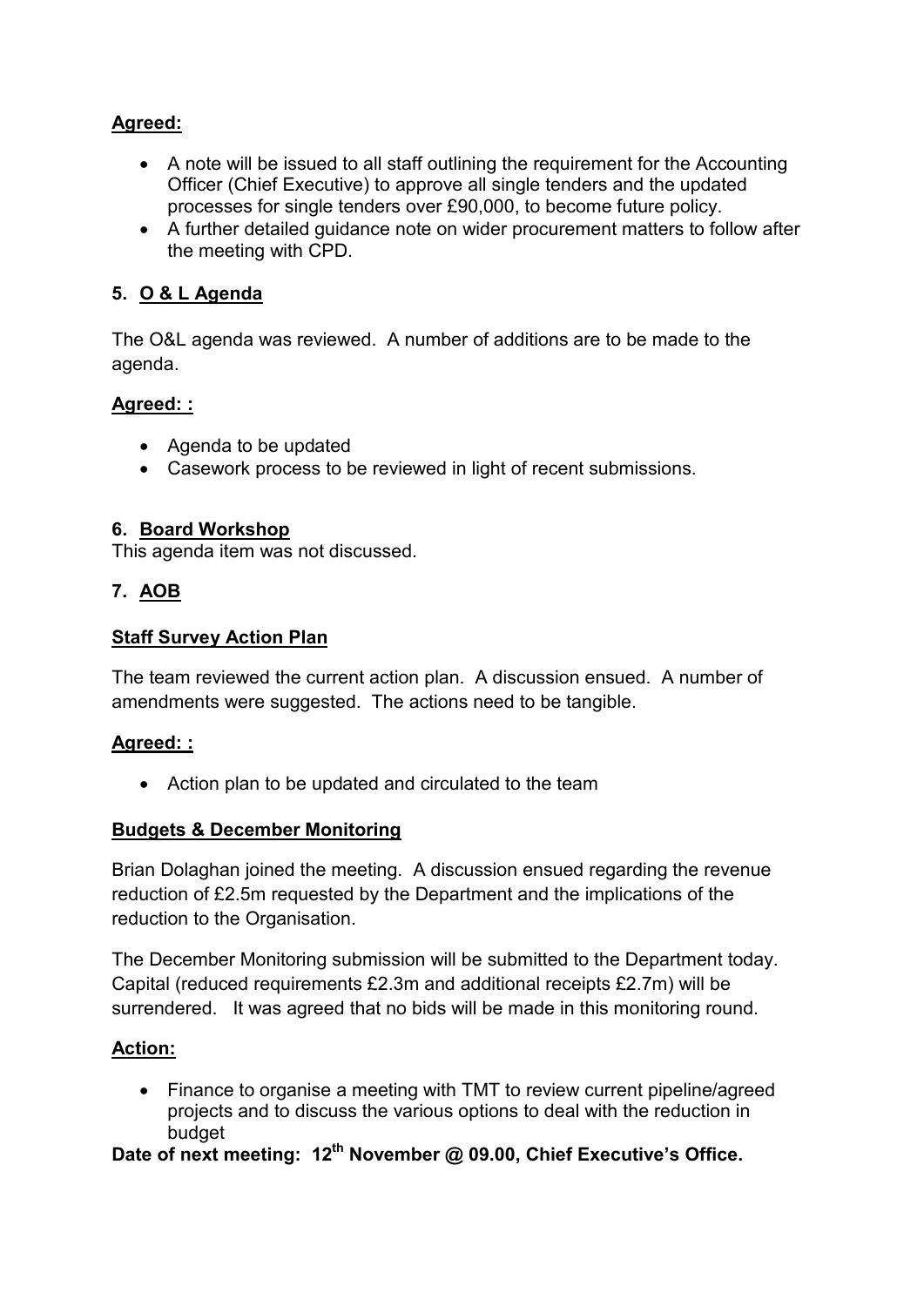**Agreed:**

- A note will be issued to all staff outlining the requirement for the Accounting Officer (Chief Executive) to approve all single tenders and the updated processes for single tenders over £90,000, to become future policy.
- A further detailed guidance note on wider procurement matters to follow after the meeting with CPD.

## 5. O & L Agenda

The O&L agenda was reviewed. A number of additions are to be made to the agenda.

**Agreed: :**

- Agenda to be updated
- Casework process to be reviewed in light of recent submissions.

## 6. Board Workshop

This agenda item was not discussed.

## 7. AOB

**Staff Survey Action Plan**

The team reviewed the current action plan. A discussion ensued. A number of amendments were suggested. The actions need to be tangible.

**Agreed: :**

- Action plan to be updated and circulated to the team

**Budgets & December Monitoring**

Brian Dolaghan joined the meeting. A discussion ensued regarding the revenue reduction of £2.5m requested by the Department and the implications of the reduction to the Organisation.

The December Monitoring submission will be submitted to the Department today. Capital (reduced requirements £2.3m and additional receipts £2.7m) will be surrendered. It was agreed that no bids will be made in this monitoring round.

**Action:**

- Finance to organise a meeting with TMT to review current pipeline/agreed projects and to discuss the various options to deal with the reduction in budget

**Date of next meeting: 12th November @ 09.00, Chief Executive's Office.**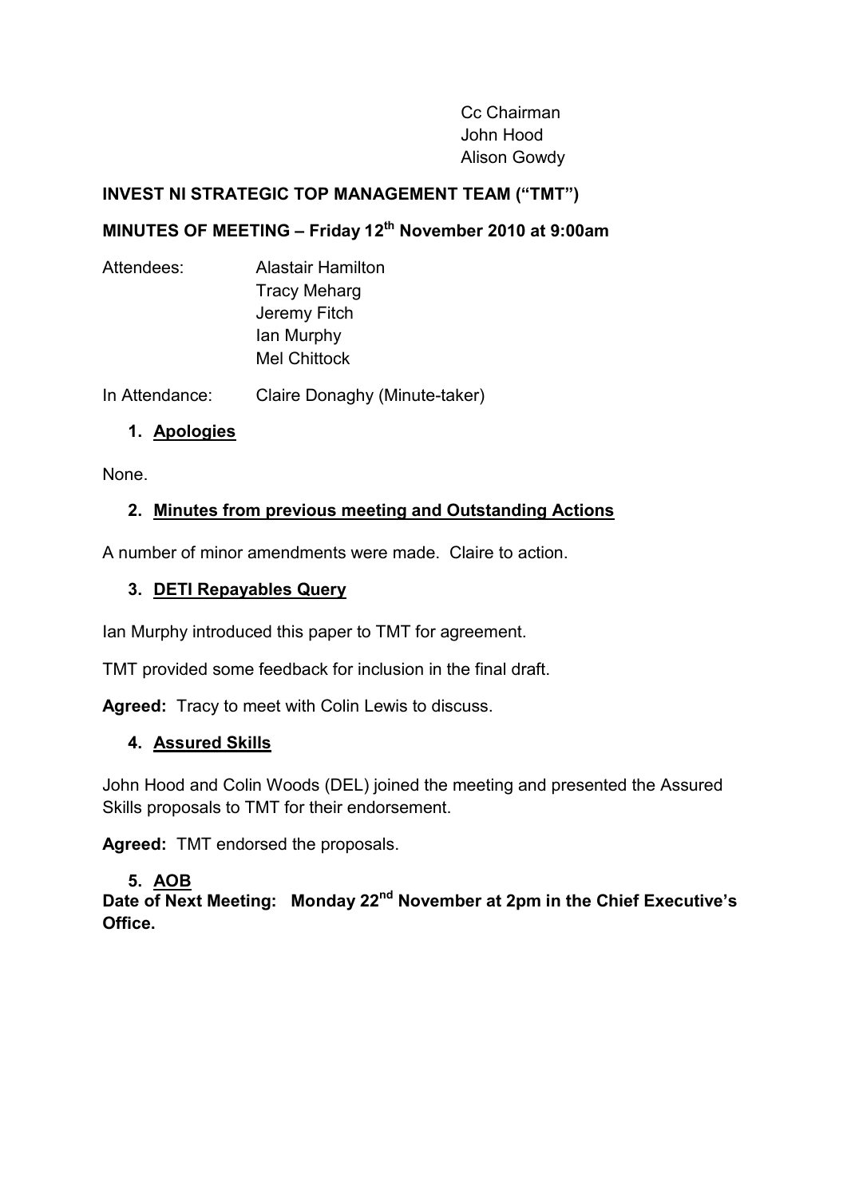Cc Chairman
John Hood
Alison Gowdy

**INVEST NI STRATEGIC TOP MANAGEMENT TEAM ("TMT")**

**MINUTES OF MEETING – Friday 12th November 2010 at 9:00am**

Attendees: Alastair Hamilton
Tracy Meharg
Jeremy Fitch
Ian Murphy
Mel Chittock

In Attendance: Claire Donaghy (Minute-taker)

1. **Apologies**

None.

2. **Minutes from previous meeting and Outstanding Actions**

A number of minor amendments were made. Claire to action.

3. **DETI Repayables Query**

Ian Murphy introduced this paper to TMT for agreement.

TMT provided some feedback for inclusion in the final draft.

**Agreed:** Tracy to meet with Colin Lewis to discuss.

4. **Assured Skills**

John Hood and Colin Woods (DEL) joined the meeting and presented the Assured Skills proposals to TMT for their endorsement.

**Agreed:** TMT endorsed the proposals.

5. **AOB**

**Date of Next Meeting: Monday 22nd November at 2pm in the Chief Executive's Office.**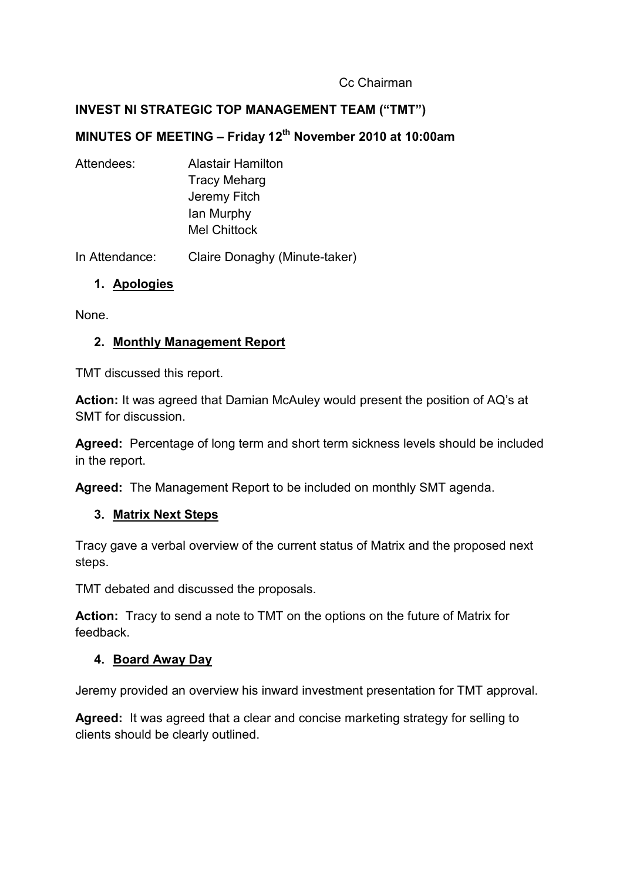Cc Chairman

**INVEST NI STRATEGIC TOP MANAGEMENT TEAM ("TMT")**

**MINUTES OF MEETING – Friday 12th November 2010 at 10:00am**

Attendees: Alastair Hamilton
Tracy Meharg
Jeremy Fitch
Ian Murphy
Mel Chittock

In Attendance: Claire Donaghy (Minute-taker)

1. **Apologies**

None.

2. **Monthly Management Report**

TMT discussed this report.

**Action:** It was agreed that Damian McAuley would present the position of AQ's at SMT for discussion.

**Agreed:** Percentage of long term and short term sickness levels should be included in the report.

**Agreed:** The Management Report to be included on monthly SMT agenda.

3. **Matrix Next Steps**

Tracy gave a verbal overview of the current status of Matrix and the proposed next steps.

TMT debated and discussed the proposals.

**Action:** Tracy to send a note to TMT on the options on the future of Matrix for feedback.

4. **Board Away Day**

Jeremy provided an overview his inward investment presentation for TMT approval.

**Agreed:** It was agreed that a clear and concise marketing strategy for selling to clients should be clearly outlined.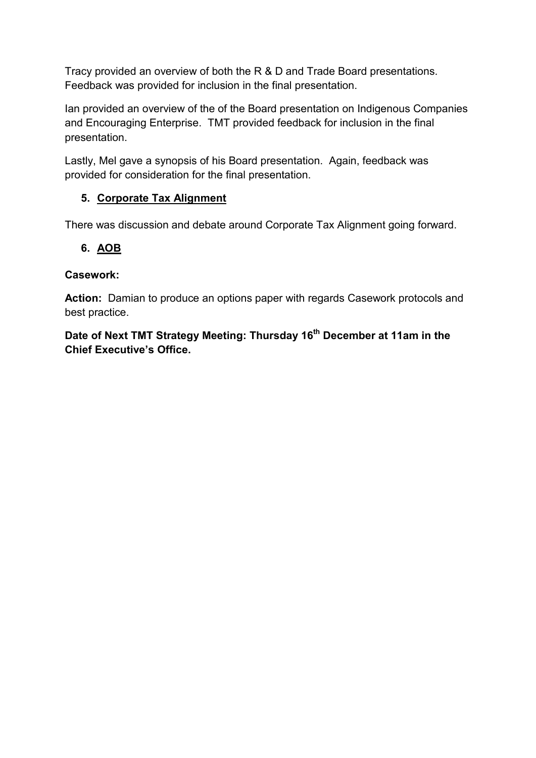Tracy provided an overview of both the R & D and Trade Board presentations. Feedback was provided for inclusion in the final presentation.

Ian provided an overview of the of the Board presentation on Indigenous Companies and Encouraging Enterprise. TMT provided feedback for inclusion in the final presentation.

Lastly, Mel gave a synopsis of his Board presentation. Again, feedback was provided for consideration for the final presentation.

5. **Corporate Tax Alignment**

There was discussion and debate around Corporate Tax Alignment going forward.

6. **AOB**

**Casework:**

**Action:** Damian to produce an options paper with regards Casework protocols and best practice.

**Date of Next TMT Strategy Meeting: Thursday 16th December at 11am in the Chief Executive's Office.**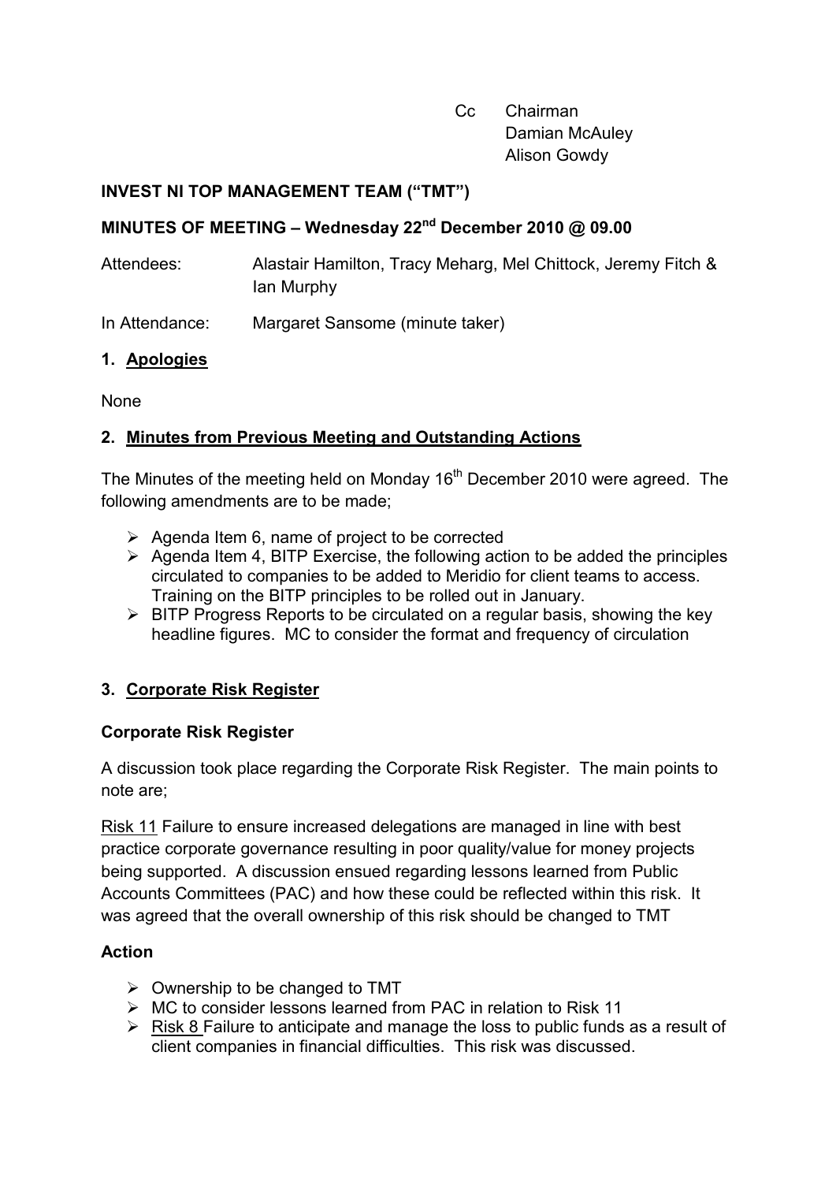Cc Chairman
Damian McAuley
Alison Gowdy

**INVEST NI TOP MANAGEMENT TEAM ("TMT")**

**MINUTES OF MEETING – Wednesday 22nd December 2010 @ 09.00**

Attendees: Alastair Hamilton, Tracy Meharg, Mel Chittock, Jeremy Fitch & Ian Murphy

In Attendance: Margaret Sansome (minute taker)

**1. Apologies**

None

**2. Minutes from Previous Meeting and Outstanding Actions**

The Minutes of the meeting held on Monday 16th December 2010 were agreed. The following amendments are to be made;

- Agenda Item 6, name of project to be corrected
- Agenda Item 4, BITP Exercise, the following action to be added the principles circulated to companies to be added to Meridio for client teams to access. Training on the BITP principles to be rolled out in January.
- BITP Progress Reports to be circulated on a regular basis, showing the key headline figures. MC to consider the format and frequency of circulation

**3. Corporate Risk Register**

**Corporate Risk Register**

A discussion took place regarding the Corporate Risk Register. The main points to note are;

Risk 11 Failure to ensure increased delegations are managed in line with best practice corporate governance resulting in poor quality/value for money projects being supported. A discussion ensued regarding lessons learned from Public Accounts Committees (PAC) and how these could be reflected within this risk. It was agreed that the overall ownership of this risk should be changed to TMT

**Action**

- Ownership to be changed to TMT
- MC to consider lessons learned from PAC in relation to Risk 11
- Risk 8 Failure to anticipate and manage the loss to public funds as a result of client companies in financial difficulties. This risk was discussed.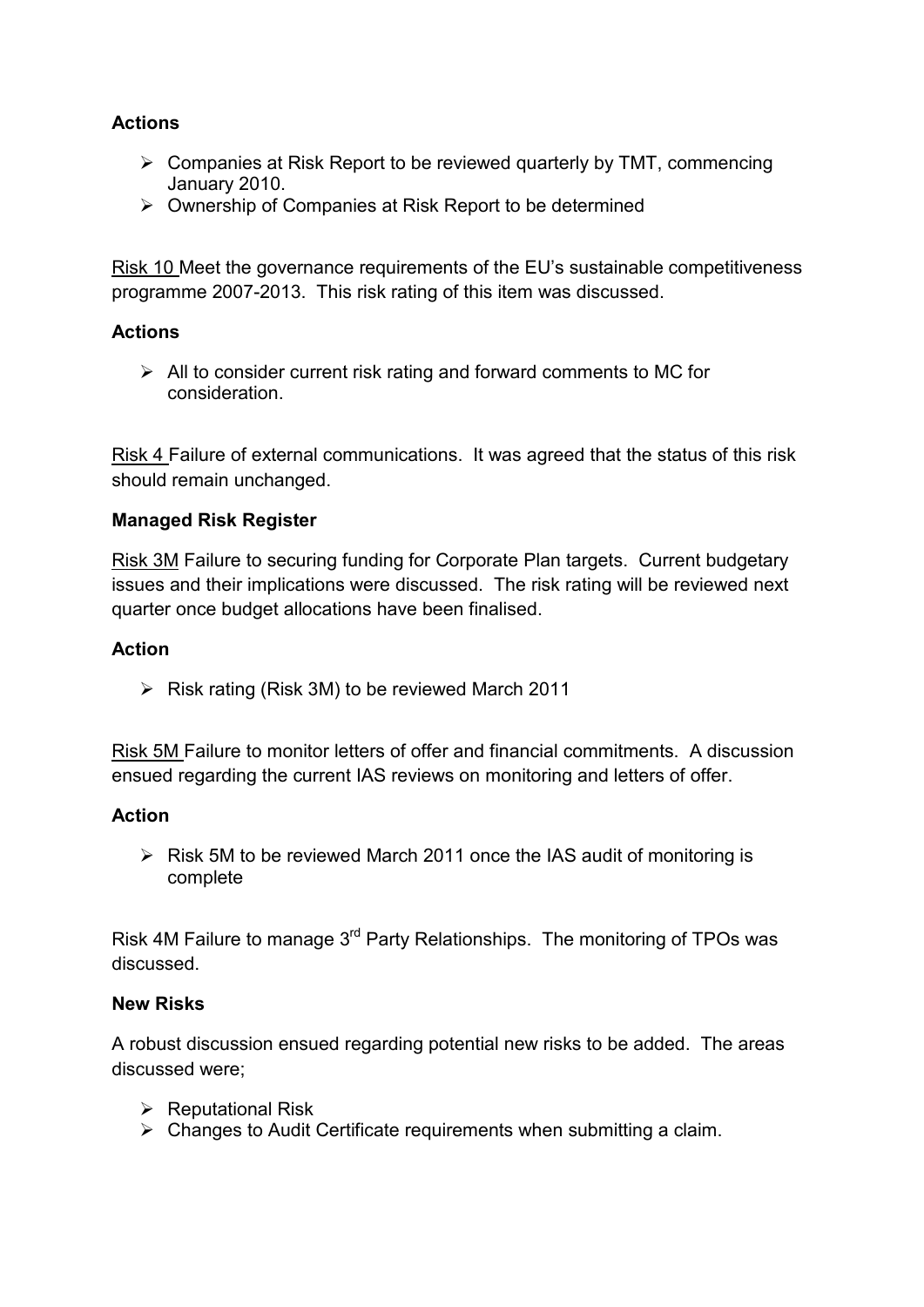**Actions**

- Companies at Risk Report to be reviewed quarterly by TMT, commencing January 2010.
- Ownership of Companies at Risk Report to be determined

Risk 10 Meet the governance requirements of the EU's sustainable competitiveness programme 2007-2013. This risk rating of this item was discussed.

**Actions**

- All to consider current risk rating and forward comments to MC for consideration.

Risk 4 Failure of external communications. It was agreed that the status of this risk should remain unchanged.

**Managed Risk Register**

Risk 3M Failure to securing funding for Corporate Plan targets. Current budgetary issues and their implications were discussed. The risk rating will be reviewed next quarter once budget allocations have been finalised.

**Action**

- Risk rating (Risk 3M) to be reviewed March 2011

Risk 5M Failure to monitor letters of offer and financial commitments. A discussion ensued regarding the current IAS reviews on monitoring and letters of offer.

**Action**

- Risk 5M to be reviewed March 2011 once the IAS audit of monitoring is complete

Risk 4M Failure to manage 3rd Party Relationships. The monitoring of TPOs was discussed.

**New Risks**

A robust discussion ensued regarding potential new risks to be added. The areas discussed were;

- Reputational Risk
- Changes to Audit Certificate requirements when submitting a claim.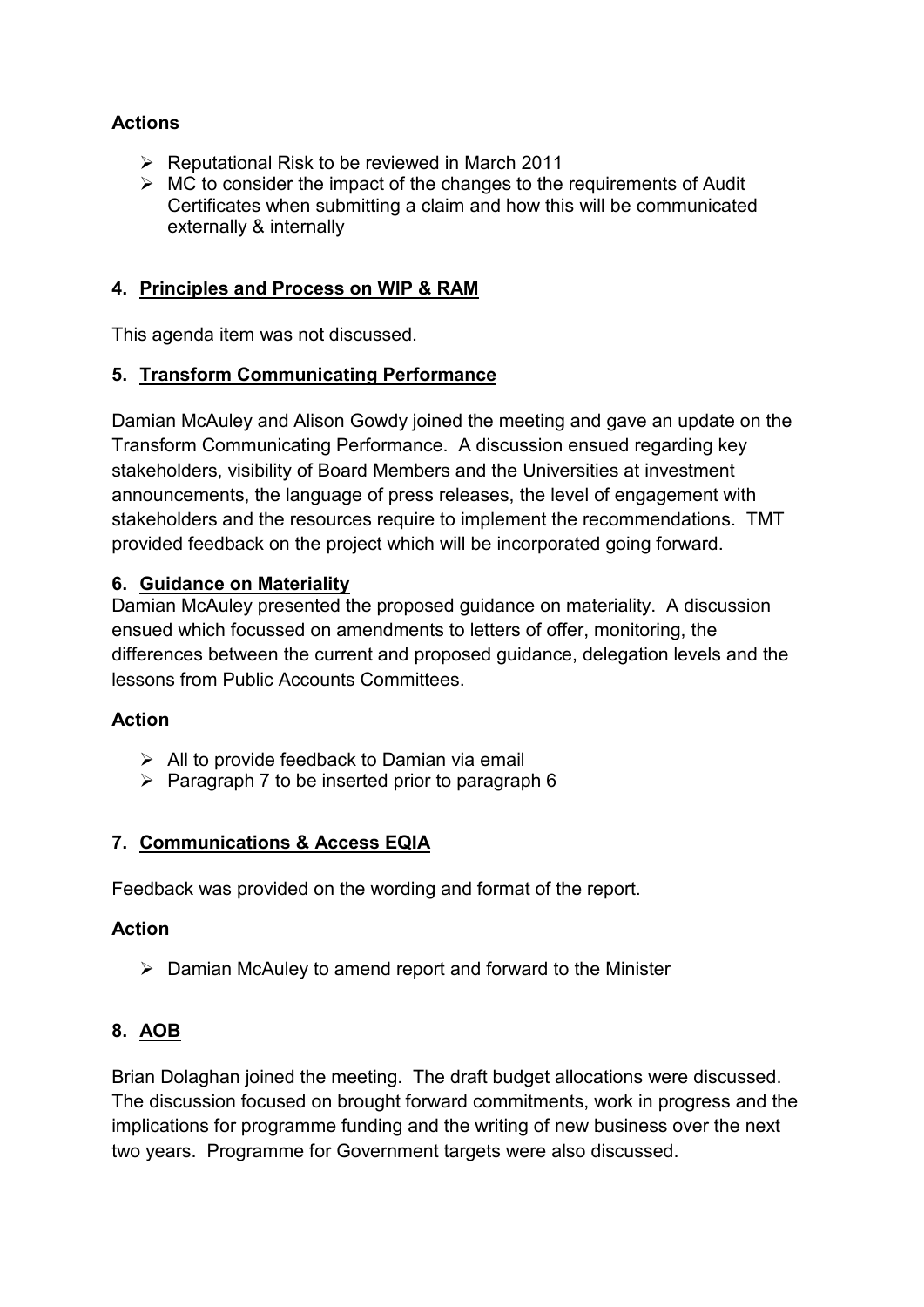**Actions**

- Reputational Risk to be reviewed in March 2011
- MC to consider the impact of the changes to the requirements of Audit Certificates when submitting a claim and how this will be communicated externally & internally

**4. Principles and Process on WIP & RAM**

This agenda item was not discussed.

**5. Transform Communicating Performance**

Damian McAuley and Alison Gowdy joined the meeting and gave an update on the Transform Communicating Performance. A discussion ensued regarding key stakeholders, visibility of Board Members and the Universities at investment announcements, the language of press releases, the level of engagement with stakeholders and the resources require to implement the recommendations. TMT provided feedback on the project which will be incorporated going forward.

**6. Guidance on Materiality**

Damian McAuley presented the proposed guidance on materiality. A discussion ensued which focussed on amendments to letters of offer, monitoring, the differences between the current and proposed guidance, delegation levels and the lessons from Public Accounts Committees.

**Action**

- All to provide feedback to Damian via email
- Paragraph 7 to be inserted prior to paragraph 6

**7. Communications & Access EQIA**

Feedback was provided on the wording and format of the report.

**Action**

- Damian McAuley to amend report and forward to the Minister

**8. AOB**

Brian Dolaghan joined the meeting. The draft budget allocations were discussed. The discussion focused on brought forward commitments, work in progress and the implications for programme funding and the writing of new business over the next two years. Programme for Government targets were also discussed.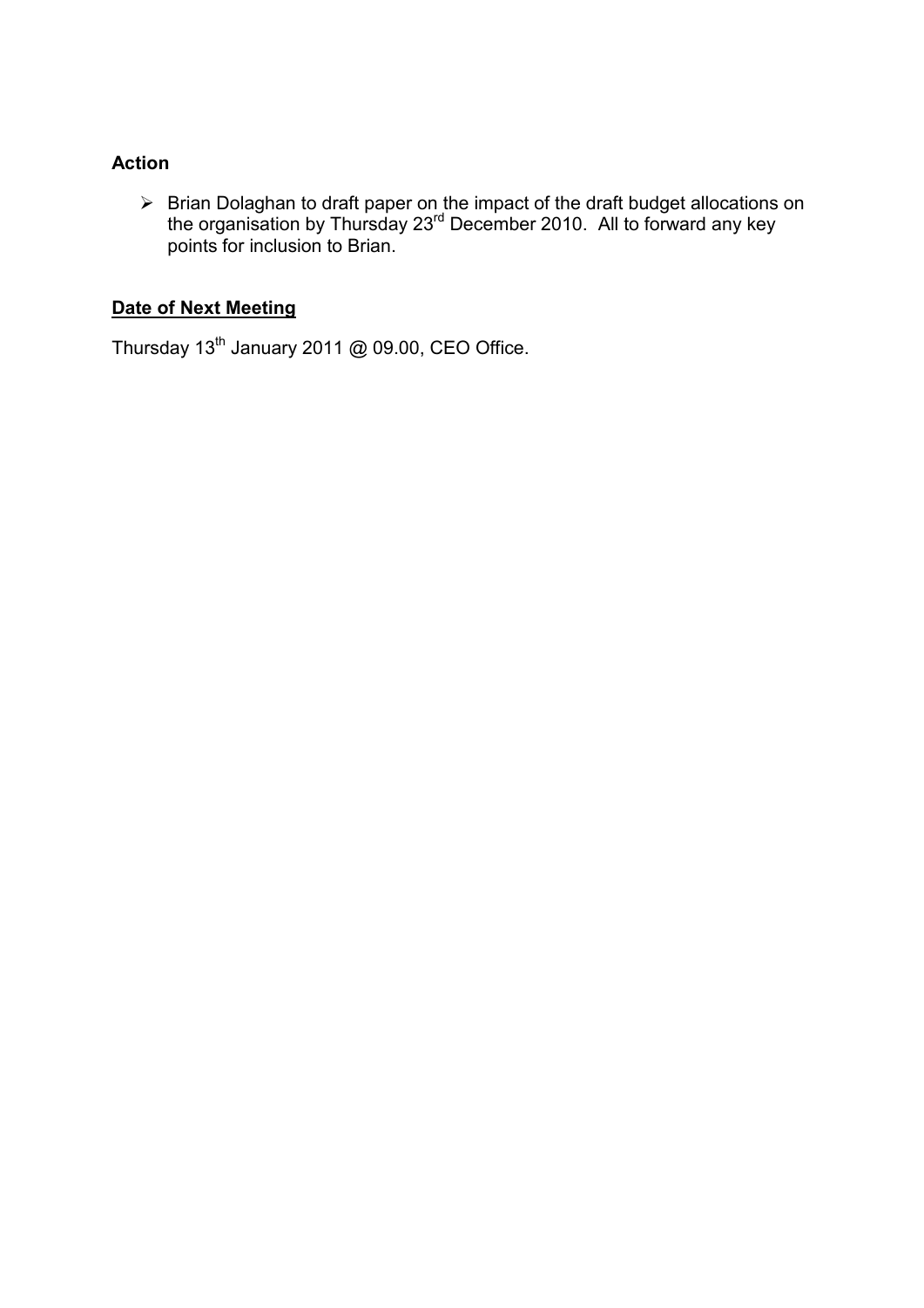**Action**

- Brian Dolaghan to draft paper on the impact of the draft budget allocations on the organisation by Thursday 23rd December 2010. All to forward any key points for inclusion to Brian.

**Date of Next Meeting**

Thursday 13th January 2011 @ 09.00, CEO Office.